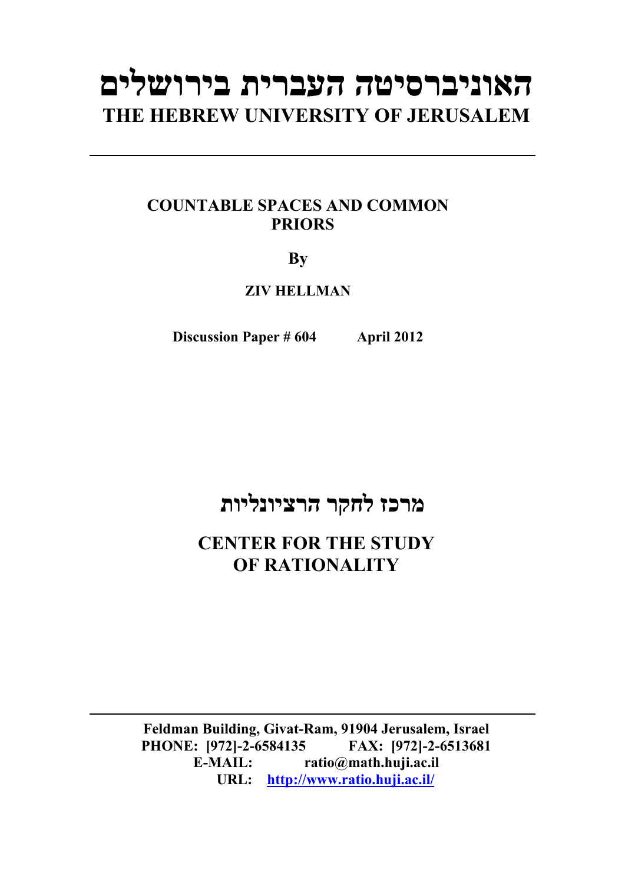# האוניברסיטה העברית בירושלים

# THE HEBREW UNIVERSITY OF JERUSALEM

---

## COUNTABLE SPACES AND COMMON PRIORS

**By**

**ZIV HELLMAN**

**Discussion Paper # 604 April 2012**

## מרכז לחקר הרציונליות

## CENTER FOR THE STUDY OF RATIONALITY

---

**Feldman Building, Givat-Ram, 91904 Jerusalem, Israel**
**PHONE: [972]-2-6584135 FAX: [972]-2-6513681**
**E-MAIL: ratio@math.huji.ac.il**
**URL: [http://www.ratio.huji.ac.il/](http://www.ratio.huji.ac.il/)**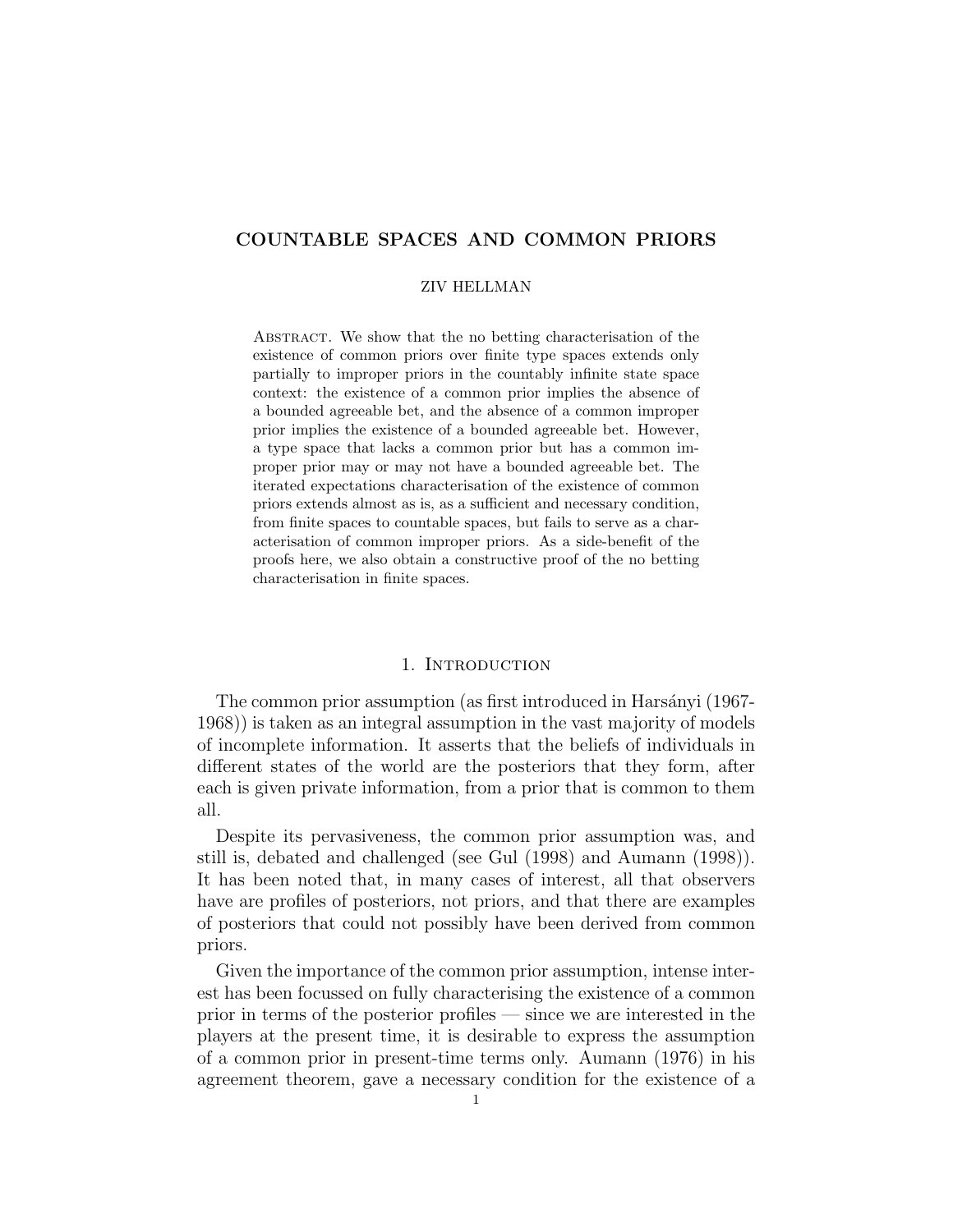# COUNTABLE SPACES AND COMMON PRIORS

ZIV HELLMAN

Abstract. We show that the no betting characterisation of the existence of common priors over finite type spaces extends only partially to improper priors in the countably infinite state space context: the existence of a common prior implies the absence of a bounded agreeable bet, and the absence of a common improper prior implies the existence of a bounded agreeable bet. However, a type space that lacks a common prior but has a common improper prior may or may not have a bounded agreeable bet. The iterated expectations characterisation of the existence of common priors extends almost as is, as a sufficient and necessary condition, from finite spaces to countable spaces, but fails to serve as a characterisation of common improper priors. As a side-benefit of the proofs here, we also obtain a constructive proof of the no betting characterisation in finite spaces.

## 1. Introduction

The common prior assumption (as first introduced in Harsányi (1967-1968)) is taken as an integral assumption in the vast majority of models of incomplete information. It asserts that the beliefs of individuals in different states of the world are the posteriors that they form, after each is given private information, from a prior that is common to them all.

Despite its pervasiveness, the common prior assumption was, and still is, debated and challenged (see Gul (1998) and Aumann (1998)). It has been noted that, in many cases of interest, all that observers have are profiles of posteriors, not priors, and that there are examples of posteriors that could not possibly have been derived from common priors.

Given the importance of the common prior assumption, intense interest has been focussed on fully characterising the existence of a common prior in terms of the posterior profiles — since we are interested in the players at the present time, it is desirable to express the assumption of a common prior in present-time terms only. Aumann (1976) in his agreement theorem, gave a necessary condition for the existence of a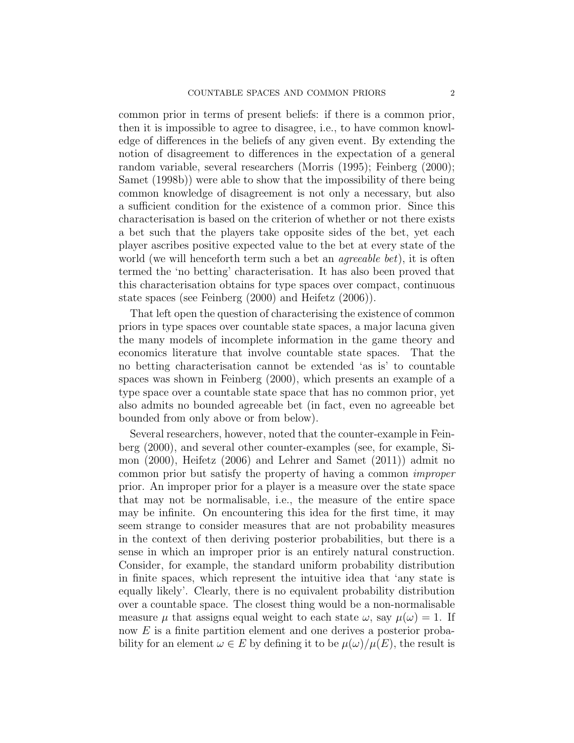common prior in terms of present beliefs: if there is a common prior, then it is impossible to agree to disagree, i.e., to have common knowledge of differences in the beliefs of any given event. By extending the notion of disagreement to differences in the expectation of a general random variable, several researchers (Morris (1995); Feinberg (2000); Samet (1998b)) were able to show that the impossibility of there being common knowledge of disagreement is not only a necessary, but also a sufficient condition for the existence of a common prior. Since this characterisation is based on the criterion of whether or not there exists a bet such that the players take opposite sides of the bet, yet each player ascribes positive expected value to the bet at every state of the world (we will henceforth term such a bet an *agreeable bet*), it is often termed the 'no betting' characterisation. It has also been proved that this characterisation obtains for type spaces over compact, continuous state spaces (see Feinberg (2000) and Heifetz (2006)).

That left open the question of characterising the existence of common priors in type spaces over countable state spaces, a major lacuna given the many models of incomplete information in the game theory and economics literature that involve countable state spaces. That the no betting characterisation cannot be extended 'as is' to countable spaces was shown in Feinberg (2000), which presents an example of a type space over a countable state space that has no common prior, yet also admits no bounded agreeable bet (in fact, even no agreeable bet bounded from only above or from below).

Several researchers, however, noted that the counter-example in Feinberg (2000), and several other counter-examples (see, for example, Simon (2000), Heifetz (2006) and Lehrer and Samet (2011)) admit no common prior but satisfy the property of having a common *improper* prior. An improper prior for a player is a measure over the state space that may not be normalisable, i.e., the measure of the entire space may be infinite. On encountering this idea for the first time, it may seem strange to consider measures that are not probability measures in the context of then deriving posterior probabilities, but there is a sense in which an improper prior is an entirely natural construction. Consider, for example, the standard uniform probability distribution in finite spaces, which represent the intuitive idea that 'any state is equally likely'. Clearly, there is no equivalent probability distribution over a countable space. The closest thing would be a non-normalisable measure $\mu$ that assigns equal weight to each state $\omega$, say $\mu(\omega) = 1$. If now $E$ is a finite partition element and one derives a posterior probability for an element $\omega \in E$ by defining it to be $\mu(\omega)/\mu(E)$, the result is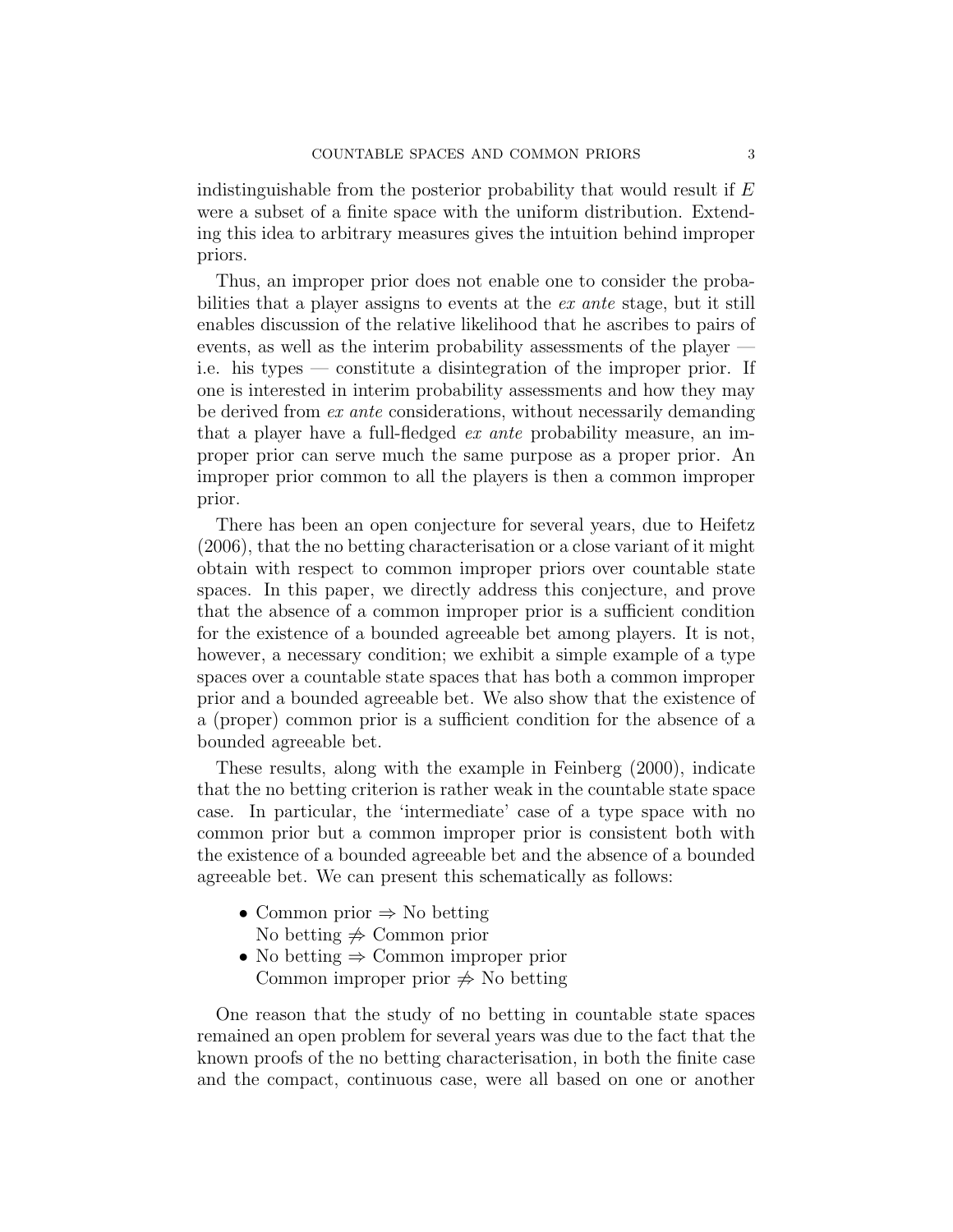indistinguishable from the posterior probability that would result if $E$ were a subset of a finite space with the uniform distribution. Extending this idea to arbitrary measures gives the intuition behind improper priors.

Thus, an improper prior does not enable one to consider the probabilities that a player assigns to events at the *ex ante* stage, but it still enables discussion of the relative likelihood that he ascribes to pairs of events, as well as the interim probability assessments of the player — i.e. his types — constitute a disintegration of the improper prior. If one is interested in interim probability assessments and how they may be derived from *ex ante* considerations, without necessarily demanding that a player have a full-fledged *ex ante* probability measure, an improper prior can serve much the same purpose as a proper prior. An improper prior common to all the players is then a common improper prior.

There has been an open conjecture for several years, due to Heifetz (2006), that the no betting characterisation or a close variant of it might obtain with respect to common improper priors over countable state spaces. In this paper, we directly address this conjecture, and prove that the absence of a common improper prior is a sufficient condition for the existence of a bounded agreeable bet among players. It is not, however, a necessary condition; we exhibit a simple example of a type spaces over a countable state spaces that has both a common improper prior and a bounded agreeable bet. We also show that the existence of a (proper) common prior is a sufficient condition for the absence of a bounded agreeable bet.

These results, along with the example in Feinberg (2000), indicate that the no betting criterion is rather weak in the countable state space case. In particular, the 'intermediate' case of a type space with no common prior but a common improper prior is consistent both with the existence of a bounded agreeable bet and the absence of a bounded agreeable bet. We can present this schematically as follows:

- Common prior $\Rightarrow$ No betting
  No betting $\not\Rightarrow$ Common prior
- No betting $\Rightarrow$ Common improper prior
  Common improper prior $\not\Rightarrow$ No betting

One reason that the study of no betting in countable state spaces remained an open problem for several years was due to the fact that the known proofs of the no betting characterisation, in both the finite case and the compact, continuous case, were all based on one or another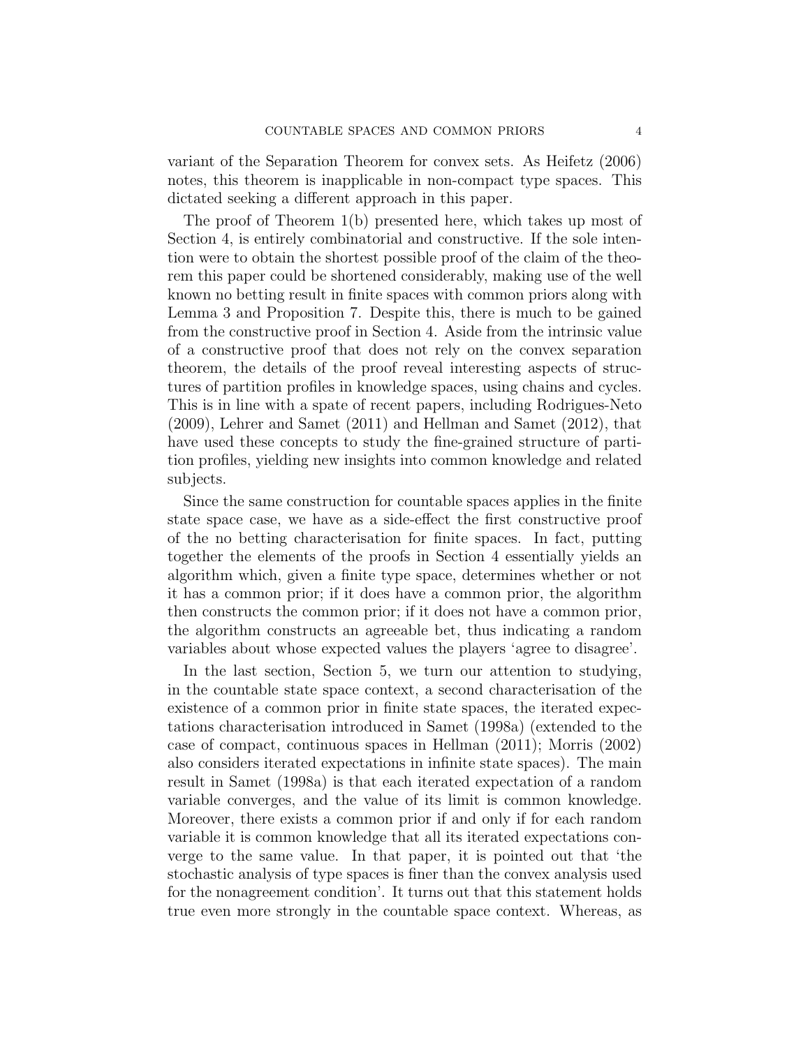variant of the Separation Theorem for convex sets. As Heifetz (2006) notes, this theorem is inapplicable in non-compact type spaces. This dictated seeking a different approach in this paper.

The proof of Theorem 1(b) presented here, which takes up most of Section 4, is entirely combinatorial and constructive. If the sole intention were to obtain the shortest possible proof of the claim of the theorem this paper could be shortened considerably, making use of the well known no betting result in finite spaces with common priors along with Lemma 3 and Proposition 7. Despite this, there is much to be gained from the constructive proof in Section 4. Aside from the intrinsic value of a constructive proof that does not rely on the convex separation theorem, the details of the proof reveal interesting aspects of structures of partition profiles in knowledge spaces, using chains and cycles. This is in line with a spate of recent papers, including Rodrigues-Neto (2009), Lehrer and Samet (2011) and Hellman and Samet (2012), that have used these concepts to study the fine-grained structure of partition profiles, yielding new insights into common knowledge and related subjects.

Since the same construction for countable spaces applies in the finite state space case, we have as a side-effect the first constructive proof of the no betting characterisation for finite spaces. In fact, putting together the elements of the proofs in Section 4 essentially yields an algorithm which, given a finite type space, determines whether or not it has a common prior; if it does have a common prior, the algorithm then constructs the common prior; if it does not have a common prior, the algorithm constructs an agreeable bet, thus indicating a random variables about whose expected values the players 'agree to disagree'.

In the last section, Section 5, we turn our attention to studying, in the countable state space context, a second characterisation of the existence of a common prior in finite state spaces, the iterated expectations characterisation introduced in Samet (1998a) (extended to the case of compact, continuous spaces in Hellman (2011); Morris (2002) also considers iterated expectations in infinite state spaces). The main result in Samet (1998a) is that each iterated expectation of a random variable converges, and the value of its limit is common knowledge. Moreover, there exists a common prior if and only if for each random variable it is common knowledge that all its iterated expectations converge to the same value. In that paper, it is pointed out that 'the stochastic analysis of type spaces is finer than the convex analysis used for the nonagreement condition'. It turns out that this statement holds true even more strongly in the countable space context. Whereas, as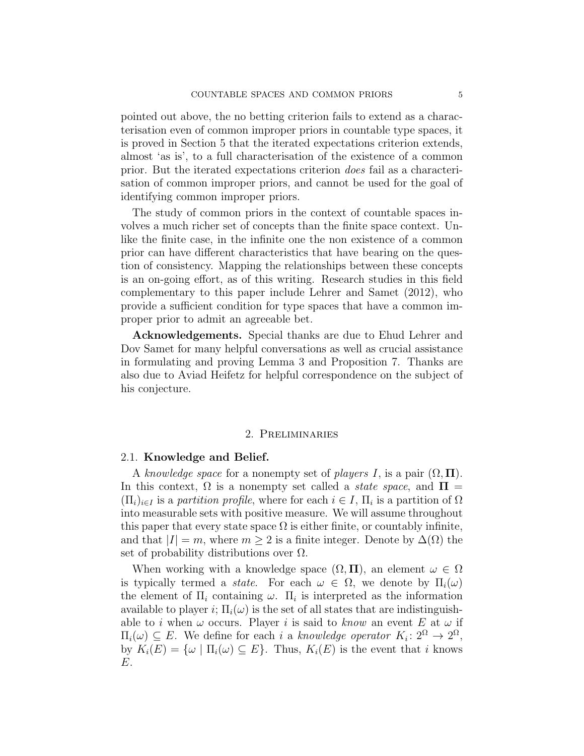pointed out above, the no betting criterion fails to extend as a characterisation even of common improper priors in countable type spaces, it is proved in Section 5 that the iterated expectations criterion extends, almost 'as is', to a full characterisation of the existence of a common prior. But the iterated expectations criterion *does* fail as a characterisation of common improper priors, and cannot be used for the goal of identifying common improper priors.

The study of common priors in the context of countable spaces involves a much richer set of concepts than the finite space context. Unlike the finite case, in the infinite one the non existence of a common prior can have different characteristics that have bearing on the question of consistency. Mapping the relationships between these concepts is an on-going effort, as of this writing. Research studies in this field complementary to this paper include Lehrer and Samet (2012), who provide a sufficient condition for type spaces that have a common improper prior to admit an agreeable bet.

**Acknowledgements.** Special thanks are due to Ehud Lehrer and Dov Samet for many helpful conversations as well as crucial assistance in formulating and proving Lemma 3 and Proposition 7. Thanks are also due to Aviad Heifetz for helpful correspondence on the subject of his conjecture.

## 2. Preliminaries

### 2.1. Knowledge and Belief.

A *knowledge space* for a nonempty set of *players* $I$, is a pair $(\Omega, \mathbf{\Pi})$. In this context, $\Omega$ is a nonempty set called a *state space*, and $\mathbf{\Pi} = (\Pi_i)_{i \in I}$ is a *partition profile*, where for each $i \in I$, $\Pi_i$ is a partition of $\Omega$ into measurable sets with positive measure. We will assume throughout this paper that every state space $\Omega$ is either finite, or countably infinite, and that $|I| = m$, where $m \geq 2$ is a finite integer. Denote by $\Delta(\Omega)$ the set of probability distributions over $\Omega$.

When working with a knowledge space $(\Omega, \mathbf{\Pi})$, an element $\omega \in \Omega$ is typically termed a *state*. For each $\omega \in \Omega$, we denote by $\Pi_i(\omega)$ the element of $\Pi_i$ containing $\omega$. $\Pi_i$ is interpreted as the information available to player $i$; $\Pi_i(\omega)$ is the set of all states that are indistinguishable to $i$ when $\omega$ occurs. Player $i$ is said to *know* an event $E$ at $\omega$ if $\Pi_i(\omega) \subseteq E$. We define for each $i$ a *knowledge operator* $K_i \colon 2^\Omega \to 2^\Omega$, by $K_i(E) = \{\omega \mid \Pi_i(\omega) \subseteq E\}$. Thus, $K_i(E)$ is the event that $i$ knows $E$.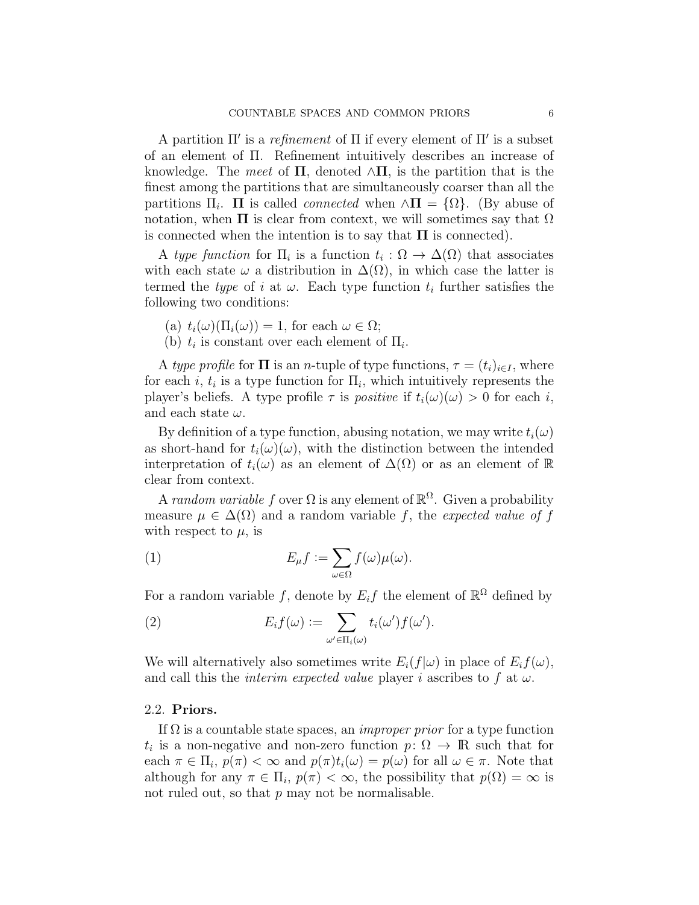A partition $\Pi'$ is a *refinement* of $\Pi$ if every element of $\Pi'$ is a subset of an element of $\Pi$. Refinement intuitively describes an increase of knowledge. The *meet* of $\mathbf{\Pi}$, denoted $\wedge\mathbf{\Pi}$, is the partition that is the finest among the partitions that are simultaneously coarser than all the partitions $\Pi_i$. $\mathbf{\Pi}$ is called *connected* when $\wedge\mathbf{\Pi} = \{\Omega\}$. (By abuse of notation, when $\mathbf{\Pi}$ is clear from context, we will sometimes say that $\Omega$ is connected when the intention is to say that $\mathbf{\Pi}$ is connected).

A *type function* for $\Pi_i$ is a function $t_i : \Omega \to \Delta(\Omega)$ that associates with each state $\omega$ a distribution in $\Delta(\Omega)$, in which case the latter is termed the *type* of $i$ at $\omega$. Each type function $t_i$ further satisfies the following two conditions:

(a) $t_i(\omega)(\Pi_i(\omega)) = 1$, for each $\omega \in \Omega$;
(b) $t_i$ is constant over each element of $\Pi_i$.

A *type profile* for $\mathbf{\Pi}$ is an $n$-tuple of type functions, $\tau = (t_i)_{i \in I}$, where for each $i$, $t_i$ is a type function for $\Pi_i$, which intuitively represents the player's beliefs. A type profile $\tau$ is *positive* if $t_i(\omega)(\omega) > 0$ for each $i$, and each state $\omega$.

By definition of a type function, abusing notation, we may write $t_i(\omega)$ as short-hand for $t_i(\omega)(\omega)$, with the distinction between the intended interpretation of $t_i(\omega)$ as an element of $\Delta(\Omega)$ or as an element of $\mathbb{R}$ clear from context.

A *random variable* $f$ over $\Omega$ is any element of $\mathbb{R}^\Omega$. Given a probability measure $\mu \in \Delta(\Omega)$ and a random variable $f$, the *expected value of $f$* with respect to $\mu$, is

$$E_\mu f := \sum_{\omega \in \Omega} f(\omega)\mu(\omega). \tag{1}$$

For a random variable $f$, denote by $E_i f$ the element of $\mathbb{R}^\Omega$ defined by

$$E_i f(\omega) := \sum_{\omega' \in \Pi_i(\omega)} t_i(\omega') f(\omega'). \tag{2}$$

We will alternatively also sometimes write $E_i(f|\omega)$ in place of $E_i f(\omega)$, and call this the *interim expected value* player $i$ ascribes to $f$ at $\omega$.

### 2.2. Priors.

If $\Omega$ is a countable state spaces, an *improper prior* for a type function $t_i$ is a non-negative and non-zero function $p \colon \Omega \to \mathbb{R}$ such that for each $\pi \in \Pi_i$, $p(\pi) < \infty$ and $p(\pi) t_i(\omega) = p(\omega)$ for all $\omega \in \pi$. Note that although for any $\pi \in \Pi_i$, $p(\pi) < \infty$, the possibility that $p(\Omega) = \infty$ is not ruled out, so that $p$ may not be normalisable.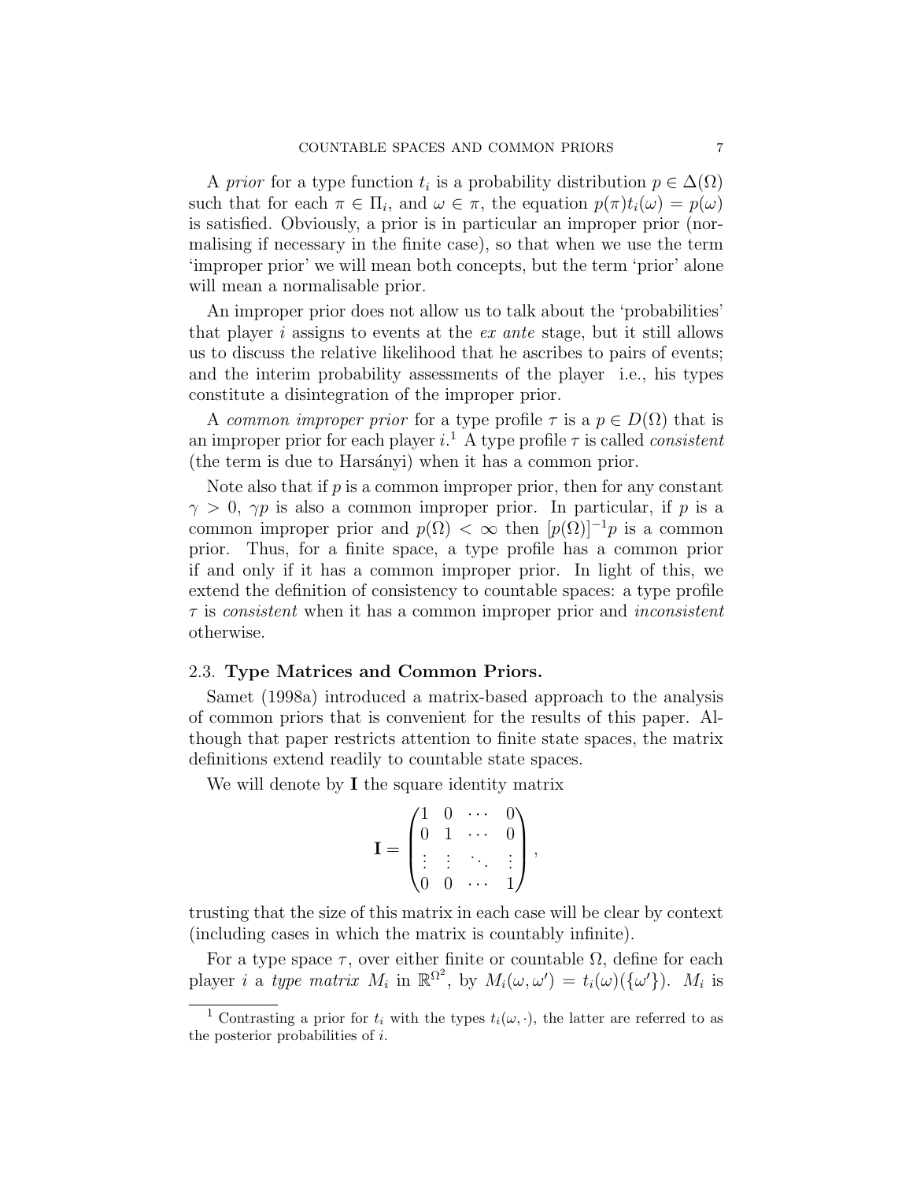A *prior* for a type function $t_i$ is a probability distribution $p \in \Delta(\Omega)$ such that for each $\pi \in \Pi_i$, and $\omega \in \pi$, the equation $p(\pi)t_i(\omega) = p(\omega)$ is satisfied. Obviously, a prior is in particular an improper prior (normalising if necessary in the finite case), so that when we use the term 'improper prior' we will mean both concepts, but the term 'prior' alone will mean a normalisable prior.

An improper prior does not allow us to talk about the 'probabilities' that player $i$ assigns to events at the *ex ante* stage, but it still allows us to discuss the relative likelihood that he ascribes to pairs of events; and the interim probability assessments of the player  i.e., his types constitute a disintegration of the improper prior.

A *common improper prior* for a type profile $\tau$ is a $p \in D(\Omega)$ that is an improper prior for each player $i$.[1] A type profile $\tau$ is called *consistent* (the term is due to Harsányi) when it has a common prior.

Note also that if $p$ is a common improper prior, then for any constant $\gamma > 0$, $\gamma p$ is also a common improper prior. In particular, if $p$ is a common improper prior and $p(\Omega) < \infty$ then $[p(\Omega)]^{-1}p$ is a common prior. Thus, for a finite space, a type profile has a common prior if and only if it has a common improper prior. In light of this, we extend the definition of consistency to countable spaces: a type profile $\tau$ is *consistent* when it has a common improper prior and *inconsistent* otherwise.

### 2.3. **Type Matrices and Common Priors.**

Samet (1998a) introduced a matrix-based approach to the analysis of common priors that is convenient for the results of this paper. Although that paper restricts attention to finite state spaces, the matrix definitions extend readily to countable state spaces.

We will denote by $\mathbf{I}$ the square identity matrix

$$\mathbf{I} = \begin{pmatrix} 1 & 0 & \cdots & 0 \\ 0 & 1 & \cdots & 0 \\ \vdots & \vdots & \ddots & \vdots \\ 0 & 0 & \cdots & 1 \end{pmatrix},$$

trusting that the size of this matrix in each case will be clear by context (including cases in which the matrix is countably infinite).

For a type space $\tau$, over either finite or countable $\Omega$, define for each player $i$ a *type matrix* $M_i$ in $\mathbb{R}^{\Omega^2}$, by $M_i(\omega, \omega') = t_i(\omega)(\{\omega'\})$. $M_i$ is

[1] Contrasting a prior for $t_i$ with the types $t_i(\omega, \cdot)$, the latter are referred to as the posterior probabilities of $i$.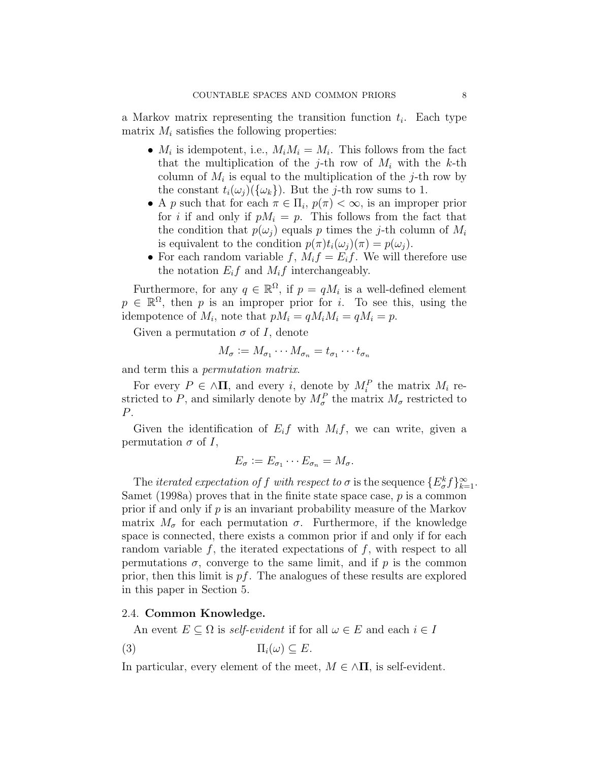a Markov matrix representing the transition function $t_i$. Each type matrix $M_i$ satisfies the following properties:

- $M_i$ is idempotent, i.e., $M_i M_i = M_i$. This follows from the fact that the multiplication of the $j$-th row of $M_i$ with the $k$-th column of $M_i$ is equal to the multiplication of the $j$-th row by the constant $t_i(\omega_j)(\{\omega_k\})$. But the $j$-th row sums to 1.
- A $p$ such that for each $\pi \in \Pi_i$, $p(\pi) < \infty$, is an improper prior for $i$ if and only if $pM_i = p$. This follows from the fact that the condition that $p(\omega_j)$ equals $p$ times the $j$-th column of $M_i$ is equivalent to the condition $p(\pi)t_i(\omega_j)(\pi) = p(\omega_j)$.
- For each random variable $f$, $M_i f = E_i f$. We will therefore use the notation $E_i f$ and $M_i f$ interchangeably.

Furthermore, for any $q \in \mathbb{R}^\Omega$, if $p = qM_i$ is a well-defined element $p \in \mathbb{R}^\Omega$, then $p$ is an improper prior for $i$. To see this, using the idempotence of $M_i$, note that $pM_i = qM_iM_i = qM_i = p$.

Given a permutation $\sigma$ of $I$, denote

$$M_\sigma := M_{\sigma_1} \cdots M_{\sigma_n} = t_{\sigma_1} \cdots t_{\sigma_n}$$

and term this a *permutation matrix*.

For every $P \in \wedge\mathbf{\Pi}$, and every $i$, denote by $M_i^P$ the matrix $M_i$ restricted to $P$, and similarly denote by $M_\sigma^P$ the matrix $M_\sigma$ restricted to $P$.

Given the identification of $E_i f$ with $M_i f$, we can write, given a permutation $\sigma$ of $I$,

$$E_\sigma := E_{\sigma_1} \cdots E_{\sigma_n} = M_\sigma.$$

The *iterated expectation of $f$ with respect to $\sigma$* is the sequence $\{E_\sigma^k f\}_{k=1}^\infty$. Samet (1998a) proves that in the finite state space case, $p$ is a common prior if and only if $p$ is an invariant probability measure of the Markov matrix $M_\sigma$ for each permutation $\sigma$. Furthermore, if the knowledge space is connected, there exists a common prior if and only if for each random variable $f$, the iterated expectations of $f$, with respect to all permutations $\sigma$, converge to the same limit, and if $p$ is the common prior, then this limit is $pf$. The analogues of these results are explored in this paper in Section 5.

### 2.4. **Common Knowledge.**

An event $E \subseteq \Omega$ is *self-evident* if for all $\omega \in E$ and each $i \in I$

$$\Pi_i(\omega) \subseteq E. \tag{3}$$

In particular, every element of the meet, $M \in \wedge\mathbf{\Pi}$, is self-evident.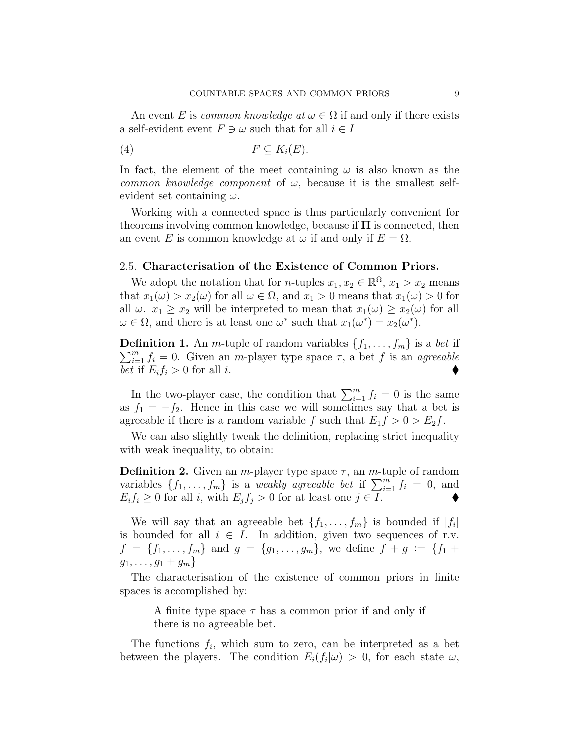An event $E$ is *common knowledge at* $\omega \in \Omega$ if and only if there exists a self-evident event $F \ni \omega$ such that for all $i \in I$

$$F \subseteq K_i(E). \tag{4}$$

In fact, the element of the meet containing $\omega$ is also known as the *common knowledge component* of $\omega$, because it is the smallest self-evident set containing $\omega$.

Working with a connected space is thus particularly convenient for theorems involving common knowledge, because if $\mathbf{\Pi}$ is connected, then an event $E$ is common knowledge at $\omega$ if and only if $E = \Omega$.

### 2.5. Characterisation of the Existence of Common Priors.

We adopt the notation that for $n$-tuples $x_1, x_2 \in \mathbb{R}^\Omega$, $x_1 > x_2$ means that $x_1(\omega) > x_2(\omega)$ for all $\omega \in \Omega$, and $x_1 > 0$ means that $x_1(\omega) > 0$ for all $\omega$. $x_1 \geq x_2$ will be interpreted to mean that $x_1(\omega) \geq x_2(\omega)$ for all $\omega \in \Omega$, and there is at least one $\omega^*$ such that $x_1(\omega^*) = x_2(\omega^*)$.

**Definition 1.** An $m$-tuple of random variables $\{f_1, \dots, f_m\}$ is a *bet* if $\sum_{i=1}^m f_i = 0$. Given an $m$-player type space $\tau$, a bet $f$ is an *agreeable bet* if $E_i f_i > 0$ for all $i$. ♦

In the two-player case, the condition that $\sum_{i=1}^m f_i = 0$ is the same as $f_1 = -f_2$. Hence in this case we will sometimes say that a bet is agreeable if there is a random variable $f$ such that $E_1 f > 0 > E_2 f$.

We can also slightly tweak the definition, replacing strict inequality with weak inequality, to obtain:

**Definition 2.** Given an $m$-player type space $\tau$, an $m$-tuple of random variables $\{f_1, \dots, f_m\}$ is a *weakly agreeable bet* if $\sum_{i=1}^m f_i = 0$, and $E_i f_i \geq 0$ for all $i$, with $E_j f_j > 0$ for at least one $j \in I$. ♦

We will say that an agreeable bet $\{f_1, \dots, f_m\}$ is bounded if $|f_i|$ is bounded for all $i \in I$. In addition, given two sequences of r.v. $f = \{f_1, \dots, f_m\}$ and $g = \{g_1, \dots, g_m\}$, we define $f + g := \{f_1 + g_1, \dots, g_1 + g_m\}$

The characterisation of the existence of common priors in finite spaces is accomplished by:

> A finite type space $\tau$ has a common prior if and only if there is no agreeable bet.

The functions $f_i$, which sum to zero, can be interpreted as a bet between the players. The condition $E_i(f_i|\omega) > 0$, for each state $\omega$,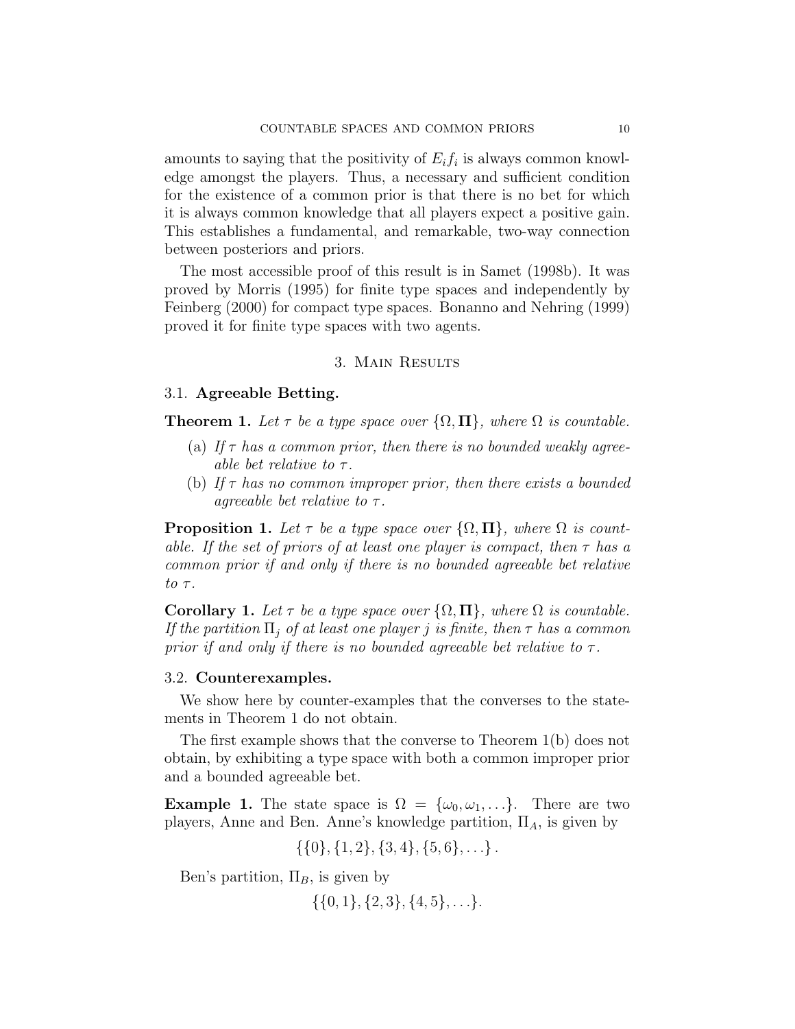amounts to saying that the positivity of $E_i f_i$ is always common knowledge amongst the players. Thus, a necessary and sufficient condition for the existence of a common prior is that there is no bet for which it is always common knowledge that all players expect a positive gain. This establishes a fundamental, and remarkable, two-way connection between posteriors and priors.

The most accessible proof of this result is in Samet (1998b). It was proved by Morris (1995) for finite type spaces and independently by Feinberg (2000) for compact type spaces. Bonanno and Nehring (1999) proved it for finite type spaces with two agents.

## 3. Main Results

### 3.1. Agreeable Betting.

**Theorem 1.** *Let $\tau$ be a type space over $\{\Omega, \mathbf{\Pi}\}$, where $\Omega$ is countable.*

(a) *If $\tau$ has a common prior, then there is no bounded weakly agreeable bet relative to $\tau$.*

(b) *If $\tau$ has no common improper prior, then there exists a bounded agreeable bet relative to $\tau$.*

**Proposition 1.** *Let $\tau$ be a type space over $\{\Omega, \mathbf{\Pi}\}$, where $\Omega$ is countable. If the set of priors of at least one player is compact, then $\tau$ has a common prior if and only if there is no bounded agreeable bet relative to $\tau$.*

**Corollary 1.** *Let $\tau$ be a type space over $\{\Omega, \mathbf{\Pi}\}$, where $\Omega$ is countable. If the partition $\Pi_j$ of at least one player $j$ is finite, then $\tau$ has a common prior if and only if there is no bounded agreeable bet relative to $\tau$.*

### 3.2. Counterexamples.

We show here by counter-examples that the converses to the statements in Theorem 1 do not obtain.

The first example shows that the converse to Theorem 1(b) does not obtain, by exhibiting a type space with both a common improper prior and a bounded agreeable bet.

**Example 1.** The state space is $\Omega = \{\omega_0, \omega_1, \ldots\}$. There are two players, Anne and Ben. Anne's knowledge partition, $\Pi_A$, is given by

$$\{\{0\}, \{1, 2\}, \{3, 4\}, \{5, 6\}, \ldots\}.$$

Ben's partition, $\Pi_B$, is given by

$$\{\{0, 1\}, \{2, 3\}, \{4, 5\}, \ldots\}.$$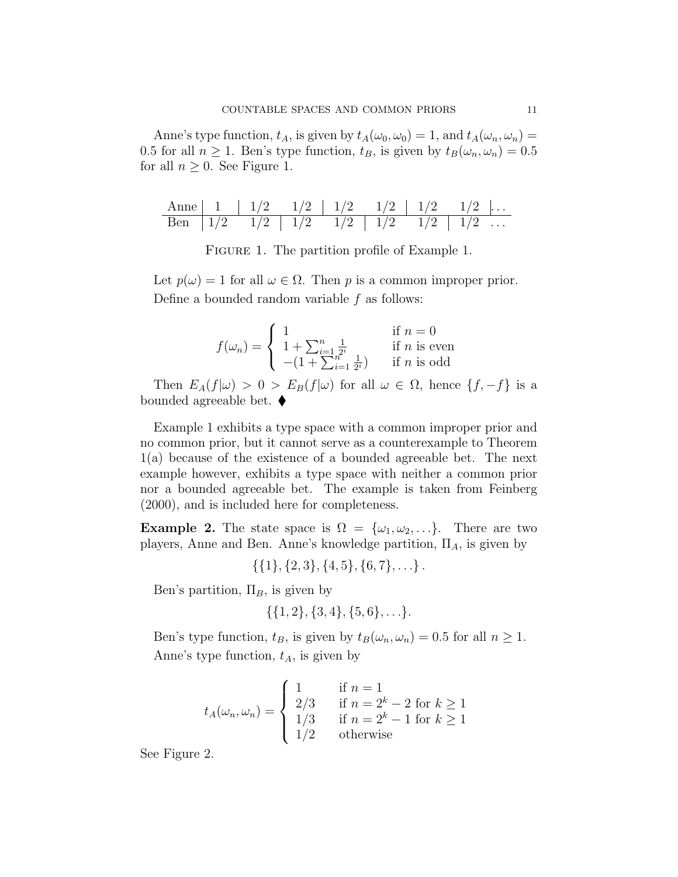Anne's type function, $t_A$, is given by $t_A(\omega_0, \omega_0) = 1$, and $t_A(\omega_n, \omega_n) = 0.5$ for all $n \geq 1$. Ben's type function, $t_B$, is given by $t_B(\omega_n, \omega_n) = 0.5$ for all $n \geq 0$. See Figure 1.

| | | | | | | | | |
|---|---|---|---|---|---|---|---|---|
| Anne | 1 | 1/2 | 1/2 | 1/2 | 1/2 | 1/2 | 1/2 | ... |
| Ben | 1/2 | 1/2 | 1/2 | 1/2 | 1/2 | 1/2 | 1/2 | ... |

Figure 1. The partition profile of Example 1.

Let $p(\omega) = 1$ for all $\omega \in \Omega$. Then $p$ is a common improper prior.

Define a bounded random variable $f$ as follows:

$$f(\omega_n) = \begin{cases} 1 & \text{if } n = 0 \\ 1 + \sum_{i=1}^{n} \frac{1}{2^i} & \text{if } n \text{ is even} \\ -(1 + \sum_{i=1}^{n} \frac{1}{2^i}) & \text{if } n \text{ is odd} \end{cases}$$

Then $E_A(f|\omega) > 0 > E_B(f|\omega)$ for all $\omega \in \Omega$, hence $\{f, -f\}$ is a bounded agreeable bet. ⧫

Example 1 exhibits a type space with a common improper prior and no common prior, but it cannot serve as a counterexample to Theorem 1(a) because of the existence of a bounded agreeable bet. The next example however, exhibits a type space with neither a common prior nor a bounded agreeable bet. The example is taken from Feinberg (2000), and is included here for completeness.

**Example 2.** The state space is $\Omega = \{\omega_1, \omega_2, \ldots\}$. There are two players, Anne and Ben. Anne's knowledge partition, $\Pi_A$, is given by

$$\{\{1\}, \{2, 3\}, \{4, 5\}, \{6, 7\}, \ldots\}.$$

Ben's partition, $\Pi_B$, is given by

$$\{\{1, 2\}, \{3, 4\}, \{5, 6\}, \ldots\}.$$

Ben's type function, $t_B$, is given by $t_B(\omega_n, \omega_n) = 0.5$ for all $n \geq 1$.

Anne's type function, $t_A$, is given by

$$t_A(\omega_n, \omega_n) = \begin{cases} 1 & \text{if } n = 1 \\ 2/3 & \text{if } n = 2^k - 2 \text{ for } k \geq 1 \\ 1/3 & \text{if } n = 2^k - 1 \text{ for } k \geq 1 \\ 1/2 & \text{otherwise} \end{cases}$$

See Figure 2.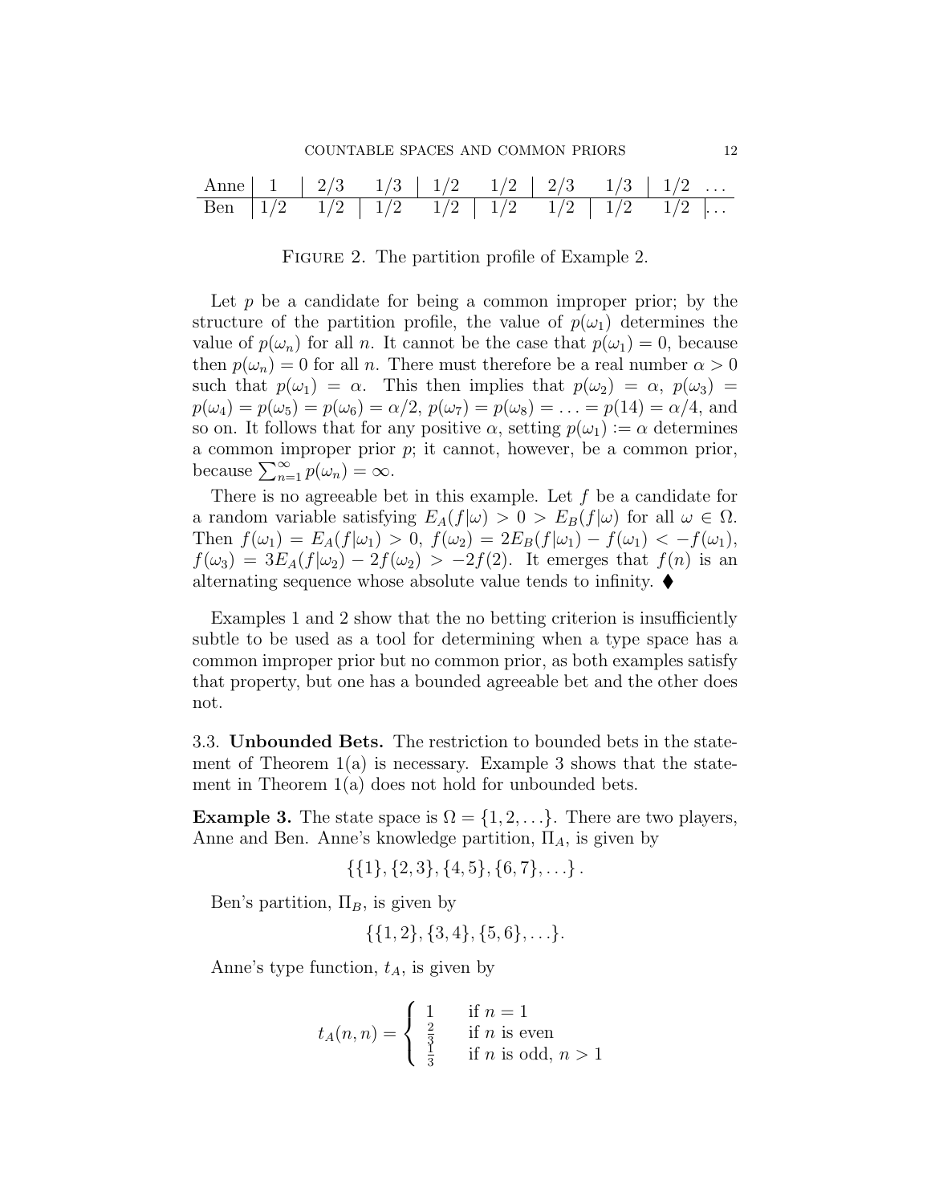| Anne | 1 | 2/3 | 1/3 | 1/2 | 1/2 | 2/3 | 1/3 | 1/2 | ... |
|---|---|---|---|---|---|---|---|---|---|
| Ben | 1/2 | 1/2 | 1/2 | 1/2 | 1/2 | 1/2 | 1/2 | 1/2 | ... |

Figure 2. The partition profile of Example 2.

Let $p$ be a candidate for being a common improper prior; by the structure of the partition profile, the value of $p(\omega_1)$ determines the value of $p(\omega_n)$ for all $n$. It cannot be the case that $p(\omega_1) = 0$, because then $p(\omega_n) = 0$ for all $n$. There must therefore be a real number $\alpha > 0$ such that $p(\omega_1) = \alpha$. This then implies that $p(\omega_2) = \alpha$, $p(\omega_3) = p(\omega_4) = p(\omega_5) = p(\omega_6) = \alpha/2$, $p(\omega_7) = p(\omega_8) = \ldots = p(14) = \alpha/4$, and so on. It follows that for any positive $\alpha$, setting $p(\omega_1) := \alpha$ determines a common improper prior $p$; it cannot, however, be a common prior, because $\sum_{n=1}^{\infty} p(\omega_n) = \infty$.

There is no agreeable bet in this example. Let $f$ be a candidate for a random variable satisfying $E_A(f|\omega) > 0 > E_B(f|\omega)$ for all $\omega \in \Omega$. Then $f(\omega_1) = E_A(f|\omega_1) > 0$, $f(\omega_2) = 2E_B(f|\omega_1) - f(\omega_1) < -f(\omega_1)$, $f(\omega_3) = 3E_A(f|\omega_2) - 2f(\omega_2) > -2f(2)$. It emerges that $f(n)$ is an alternating sequence whose absolute value tends to infinity. ♦

Examples 1 and 2 show that the no betting criterion is insufficiently subtle to be used as a tool for determining when a type space has a common improper prior but no common prior, as both examples satisfy that property, but one has a bounded agreeable bet and the other does not.

### 3.3. Unbounded Bets.

The restriction to bounded bets in the statement of Theorem 1(a) is necessary. Example 3 shows that the statement in Theorem 1(a) does not hold for unbounded bets.

**Example 3.** The state space is $\Omega = \{1, 2, \ldots\}$. There are two players, Anne and Ben. Anne's knowledge partition, $\Pi_A$, is given by

$$\{\{1\}, \{2, 3\}, \{4, 5\}, \{6, 7\}, \ldots\}.$$

Ben's partition, $\Pi_B$, is given by

$$\{\{1, 2\}, \{3, 4\}, \{5, 6\}, \ldots\}.$$

Anne's type function, $t_A$, is given by

$$t_A(n, n) = \begin{cases} 1 & \text{if } n = 1 \\ \frac{2}{3} & \text{if } n \text{ is even} \\ \frac{1}{3} & \text{if } n \text{ is odd, } n > 1 \end{cases}$$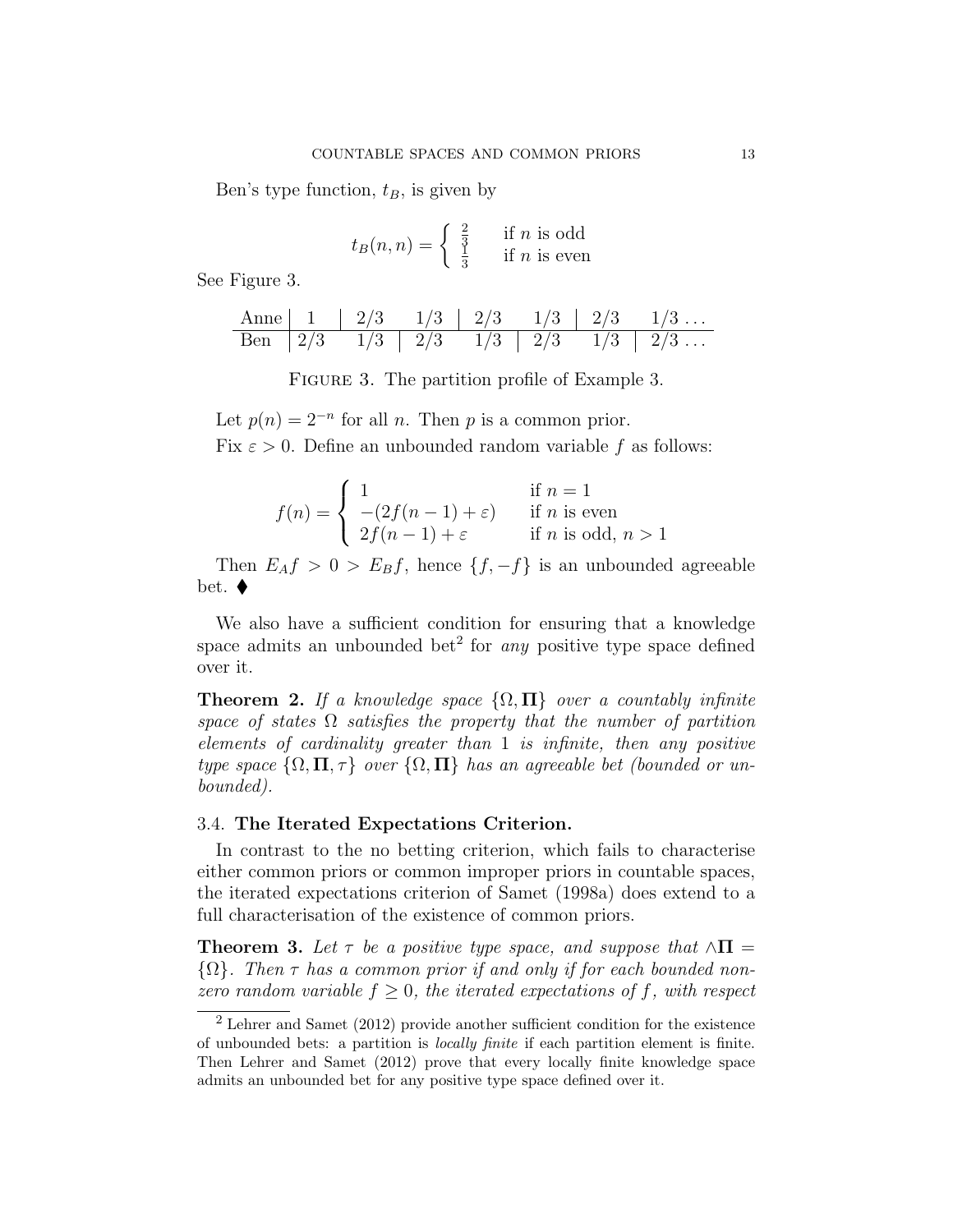Ben's type function, $t_B$, is given by

$$t_B(n,n) = \begin{cases} \frac{2}{3} & \text{if } n \text{ is odd} \\ \frac{1}{3} & \text{if } n \text{ is even} \end{cases}$$

See Figure 3.

| Anne | 1 | 2/3 | 1/3 | 2/3 | 1/3 | 2/3 | 1/3 ... |
|---|---|---|---|---|---|---|---|
| Ben | 2/3 | 1/3 | 2/3 | 1/3 | 2/3 | 1/3 | 2/3 ... |

Figure 3. The partition profile of Example 3.

Let $p(n) = 2^{-n}$ for all $n$. Then $p$ is a common prior.

Fix $\varepsilon > 0$. Define an unbounded random variable $f$ as follows:

$$f(n) = \begin{cases} 1 & \text{if } n = 1 \\ -(2f(n-1) + \varepsilon) & \text{if } n \text{ is even} \\ 2f(n-1) + \varepsilon & \text{if } n \text{ is odd, } n > 1 \end{cases}$$

Then $E_A f > 0 > E_B f$, hence $\{f, -f\}$ is an unbounded agreeable bet. ♦

We also have a sufficient condition for ensuring that a knowledge space admits an unbounded bet[2] for *any* positive type space defined over it.

**Theorem 2.** *If a knowledge space $\{\Omega, \mathbf{\Pi}\}$ over a countably infinite space of states $\Omega$ satisfies the property that the number of partition elements of cardinality greater than 1 is infinite, then any positive type space $\{\Omega, \mathbf{\Pi}, \tau\}$ over $\{\Omega, \mathbf{\Pi}\}$ has an agreeable bet (bounded or unbounded).*

### 3.4. The Iterated Expectations Criterion.

In contrast to the no betting criterion, which fails to characterise either common priors or common improper priors in countable spaces, the iterated expectations criterion of Samet (1998a) does extend to a full characterisation of the existence of common priors.

**Theorem 3.** *Let $\tau$ be a positive type space, and suppose that $\wedge\mathbf{\Pi} = \{\Omega\}$. Then $\tau$ has a common prior if and only if for each bounded non-zero random variable $f \geq 0$, the iterated expectations of $f$, with respect*

[2] Lehrer and Samet (2012) provide another sufficient condition for the existence of unbounded bets: a partition is *locally finite* if each partition element is finite. Then Lehrer and Samet (2012) prove that every locally finite knowledge space admits an unbounded bet for any positive type space defined over it.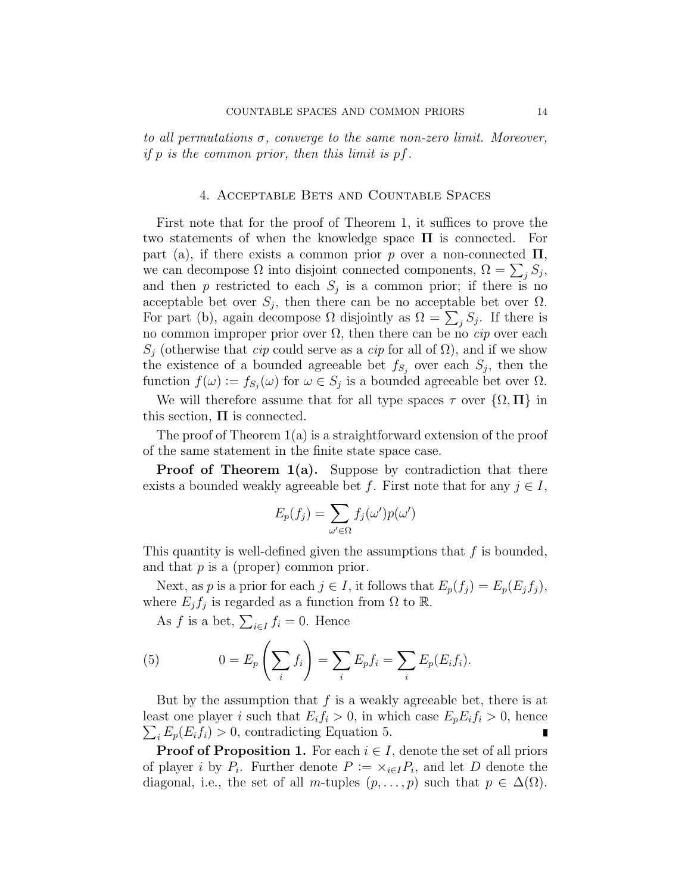*to all permutations $\sigma$, converge to the same non-zero limit. Moreover, if $p$ is the common prior, then this limit is $pf$.*

## 4. Acceptable Bets and Countable Spaces

First note that for the proof of Theorem 1, it suffices to prove the two statements of when the knowledge space $\mathbf{\Pi}$ is connected. For part (a), if there exists a common prior $p$ over a non-connected $\mathbf{\Pi}$, we can decompose $\Omega$ into disjoint connected components, $\Omega = \sum_j S_j$, and then $p$ restricted to each $S_j$ is a common prior; if there is no acceptable bet over $S_j$, then there can be no acceptable bet over $\Omega$. For part (b), again decompose $\Omega$ disjointly as $\Omega = \sum_j S_j$. If there is no common improper prior over $\Omega$, then there can be no *cip* over each $S_j$ (otherwise that *cip* could serve as a *cip* for all of $\Omega$), and if we show the existence of a bounded agreeable bet $f_{S_j}$ over each $S_j$, then the function $f(\omega) := f_{S_j}(\omega)$ for $\omega \in S_j$ is a bounded agreeable bet over $\Omega$.

We will therefore assume that for all type spaces $\tau$ over $\{\Omega, \mathbf{\Pi}\}$ in this section, $\mathbf{\Pi}$ is connected.

The proof of Theorem 1(a) is a straightforward extension of the proof of the same statement in the finite state space case.

**Proof of Theorem 1(a).** Suppose by contradiction that there exists a bounded weakly agreeable bet $f$. First note that for any $j \in I$,

$$E_p(f_j) = \sum_{\omega' \in \Omega} f_j(\omega') p(\omega')$$

This quantity is well-defined given the assumptions that $f$ is bounded, and that $p$ is a (proper) common prior.

Next, as $p$ is a prior for each $j \in I$, it follows that $E_p(f_j) = E_p(E_j f_j)$, where $E_j f_j$ is regarded as a function from $\Omega$ to $\mathbb{R}$.

As $f$ is a bet, $\sum_{i \in I} f_i = 0$. Hence

$$0 = E_p\left(\sum_i f_i\right) = \sum_i E_p f_i = \sum_i E_p(E_i f_i). \tag{5}$$

But by the assumption that $f$ is a weakly agreeable bet, there is at least one player $i$ such that $E_i f_i > 0$, in which case $E_p E_i f_i > 0$, hence $\sum_i E_p(E_i f_i) > 0$, contradicting Equation 5. ∎

**Proof of Proposition 1.** For each $i \in I$, denote the set of all priors of player $i$ by $P_i$. Further denote $P := \times_{i \in I} P_i$, and let $D$ denote the diagonal, i.e., the set of all $m$-tuples $(p, \dots, p)$ such that $p \in \Delta(\Omega)$.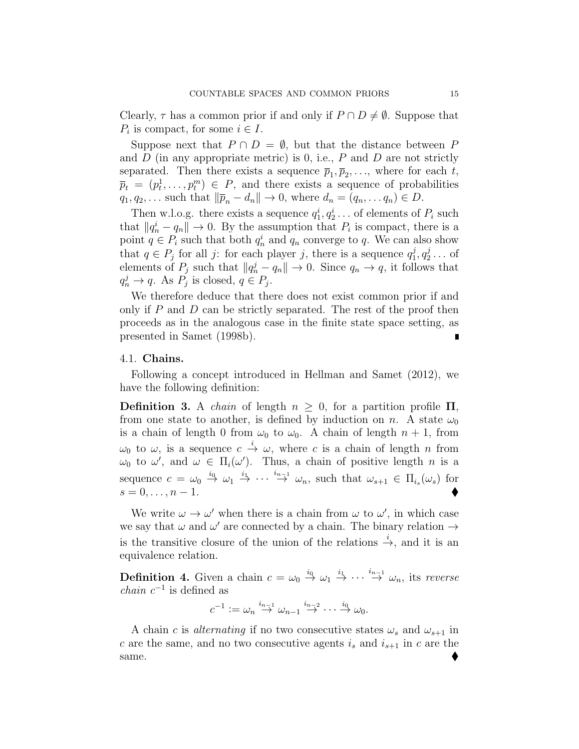Clearly, $\tau$ has a common prior if and only if $P \cap D \neq \emptyset$. Suppose that $P_i$ is compact, for some $i \in I$.

Suppose next that $P \cap D = \emptyset$, but that the distance between $P$ and $D$ (in any appropriate metric) is 0, i.e., $P$ and $D$ are not strictly separated. Then there exists a sequence $\overline{p}_1, \overline{p}_2, \ldots$, where for each $t$, $\overline{p}_t = (p^1_t, \ldots, p^m_t) \in P$, and there exists a sequence of probabilities $q_1, q_2, \ldots$ such that $\|\overline{p}_n - d_n\| \to 0$, where $d_n = (q_n, \ldots q_n) \in D$.

Then w.l.o.g. there exists a sequence $q^i_1, q^i_2 \ldots$ of elements of $P_i$ such that $\|q^i_n - q_n\| \to 0$. By the assumption that $P_i$ is compact, there is a point $q \in P_i$ such that both $q^i_n$ and $q_n$ converge to $q$. We can also show that $q \in P_j$ for all $j$: for each player $j$, there is a sequence $q^j_1, q^j_2 \ldots$ of elements of $P_j$ such that $\|q^j_n - q_n\| \to 0$. Since $q_n \to q$, it follows that $q^j_n \to q$. As $P_j$ is closed, $q \in P_j$.

We therefore deduce that there does not exist common prior if and only if $P$ and $D$ can be strictly separated. The rest of the proof then proceeds as in the analogous case in the finite state space setting, as presented in Samet (1998b). ∎

### 4.1. **Chains.**

Following a concept introduced in Hellman and Samet (2012), we have the following definition:

**Definition 3.** A *chain* of length $n \geq 0$, for a partition profile $\mathbf{\Pi}$, from one state to another, is defined by induction on $n$. A state $\omega_0$ is a chain of length 0 from $\omega_0$ to $\omega_0$. A chain of length $n+1$, from $\omega_0$ to $\omega$, is a sequence $c \stackrel{i}{\to} \omega$, where $c$ is a chain of length $n$ from $\omega_0$ to $\omega'$, and $\omega \in \Pi_i(\omega')$. Thus, a chain of positive length $n$ is a sequence $c = \omega_0 \stackrel{i_0}{\to} \omega_1 \stackrel{i_1}{\to} \cdots \stackrel{i_{n-1}}{\to} \omega_n$, such that $\omega_{s+1} \in \Pi_{i_s}(\omega_s)$ for $s = 0, \ldots, n-1$. ♦

We write $\omega \to \omega'$ when there is a chain from $\omega$ to $\omega'$, in which case we say that $\omega$ and $\omega'$ are connected by a chain. The binary relation $\to$ is the transitive closure of the union of the relations $\stackrel{i}{\to}$, and it is an equivalence relation.

**Definition 4.** Given a chain $c = \omega_0 \stackrel{i_0}{\to} \omega_1 \stackrel{i_1}{\to} \cdots \stackrel{i_{n-1}}{\to} \omega_n$, its *reverse chain* $c^{-1}$ is defined as

$$c^{-1} := \omega_n \stackrel{i_{n-1}}{\to} \omega_{n-1} \stackrel{i_{n-2}}{\to} \cdots \stackrel{i_0}{\to} \omega_0.$$

A chain $c$ is *alternating* if no two consecutive states $\omega_s$ and $\omega_{s+1}$ in $c$ are the same, and no two consecutive agents $i_s$ and $i_{s+1}$ in $c$ are the same. ♦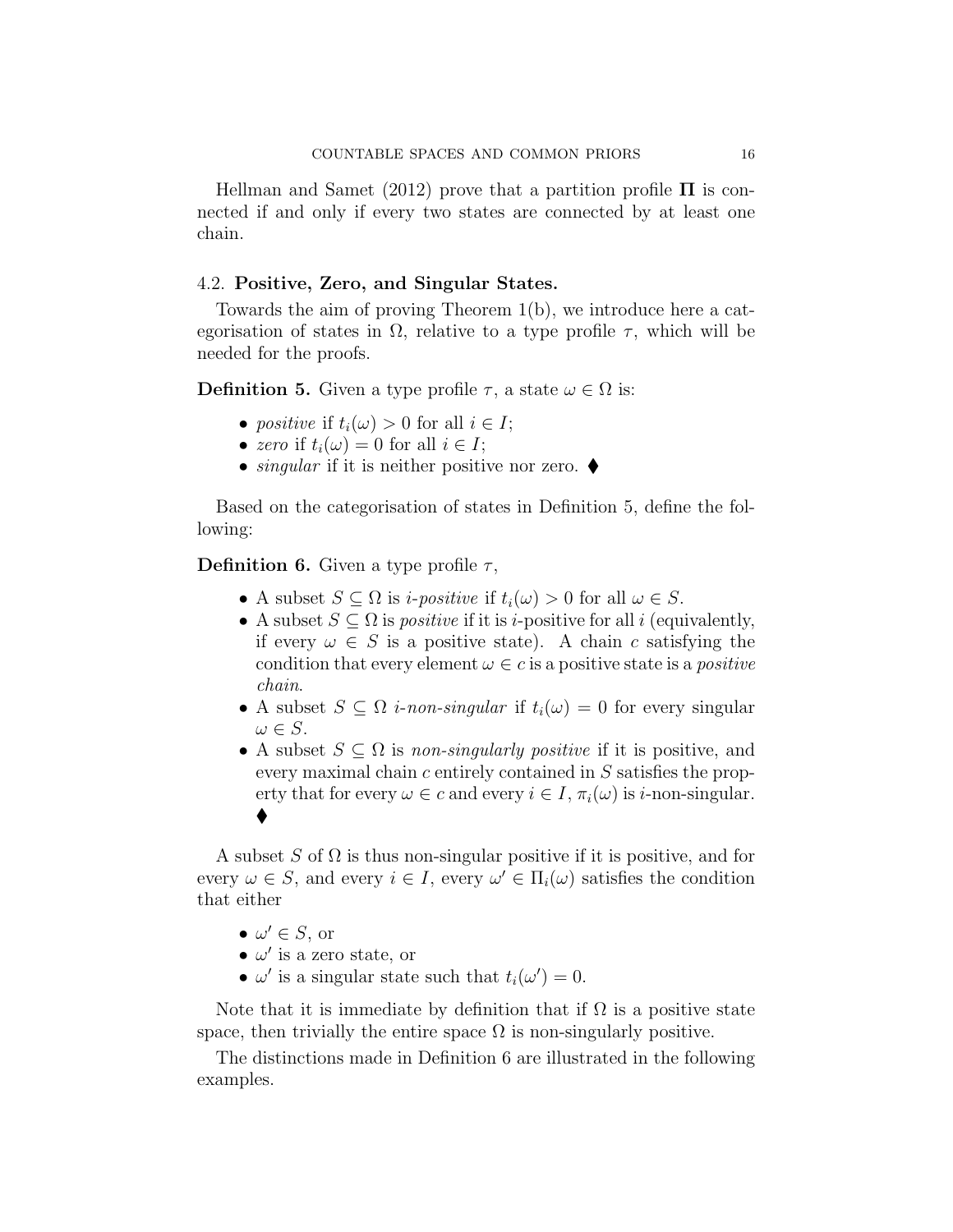Hellman and Samet (2012) prove that a partition profile $\mathbf{\Pi}$ is connected if and only if every two states are connected by at least one chain.

### 4.2. Positive, Zero, and Singular States.

Towards the aim of proving Theorem 1(b), we introduce here a categorisation of states in $\Omega$, relative to a type profile $\tau$, which will be needed for the proofs.

**Definition 5.** Given a type profile $\tau$, a state $\omega \in \Omega$ is:

- *positive* if $t_i(\omega) > 0$ for all $i \in I$;
- *zero* if $t_i(\omega) = 0$ for all $i \in I$;
- *singular* if it is neither positive nor zero. ♦

Based on the categorisation of states in Definition 5, define the following:

**Definition 6.** Given a type profile $\tau$,

- A subset $S \subseteq \Omega$ is *i-positive* if $t_i(\omega) > 0$ for all $\omega \in S$.
- A subset $S \subseteq \Omega$ is *positive* if it is $i$-positive for all $i$ (equivalently, if every $\omega \in S$ is a positive state). A chain $c$ satisfying the condition that every element $\omega \in c$ is a positive state is a *positive chain*.
- A subset $S \subseteq \Omega$ *i-non-singular* if $t_i(\omega) = 0$ for every singular $\omega \in S$.
- A subset $S \subseteq \Omega$ is *non-singularly positive* if it is positive, and every maximal chain $c$ entirely contained in $S$ satisfies the property that for every $\omega \in c$ and every $i \in I$, $\pi_i(\omega)$ is $i$-non-singular. ♦

A subset $S$ of $\Omega$ is thus non-singular positive if it is positive, and for every $\omega \in S$, and every $i \in I$, every $\omega' \in \Pi_i(\omega)$ satisfies the condition that either

- $\omega' \in S$, or
- $\omega'$ is a zero state, or
- $\omega'$ is a singular state such that $t_i(\omega') = 0$.

Note that it is immediate by definition that if $\Omega$ is a positive state space, then trivially the entire space $\Omega$ is non-singularly positive.

The distinctions made in Definition 6 are illustrated in the following examples.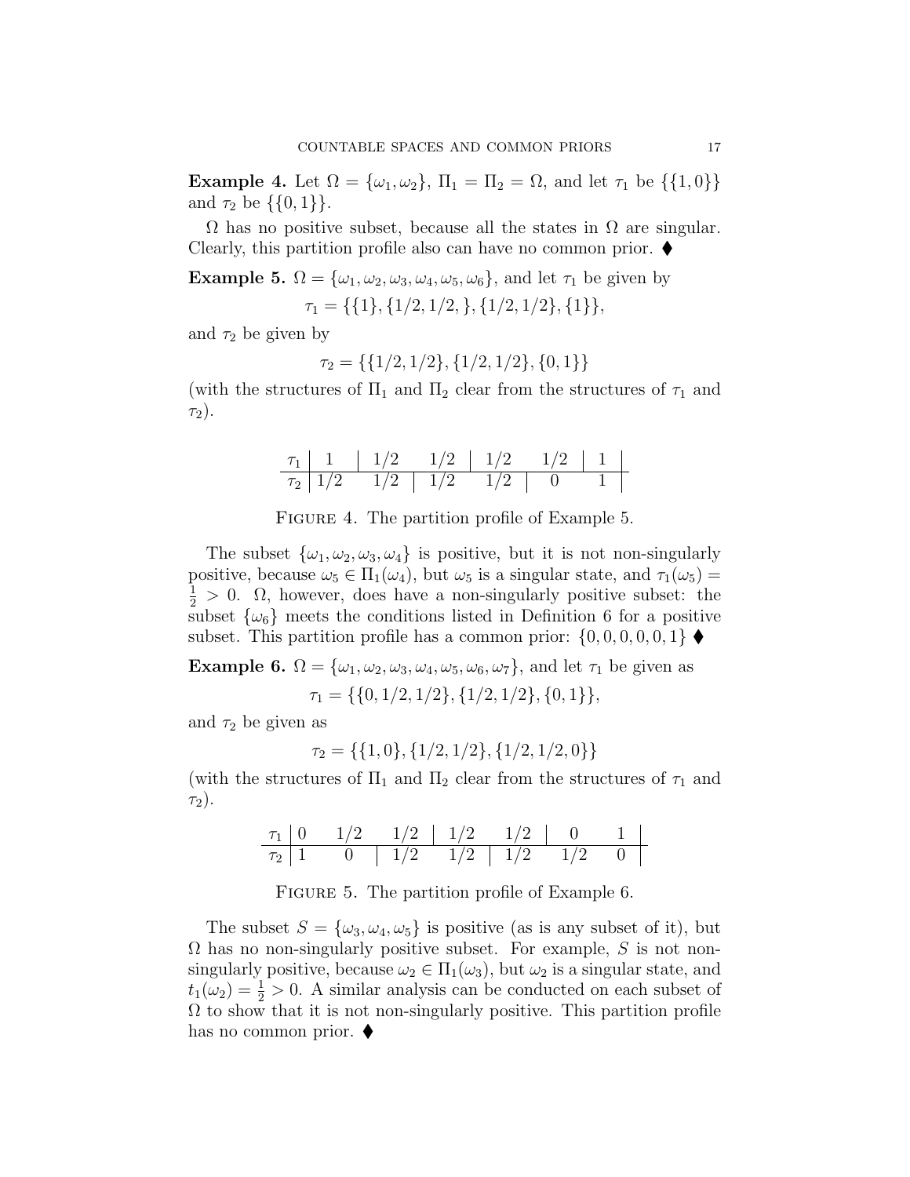**Example 4.** Let $\Omega = \{\omega_1, \omega_2\}$, $\Pi_1 = \Pi_2 = \Omega$, and let $\tau_1$ be $\{\{1, 0\}\}$ and $\tau_2$ be $\{\{0, 1\}\}$.

$\Omega$ has no positive subset, because all the states in $\Omega$ are singular. Clearly, this partition profile also can have no common prior. ⧫

**Example 5.** $\Omega = \{\omega_1, \omega_2, \omega_3, \omega_4, \omega_5, \omega_6\}$, and let $\tau_1$ be given by

$$\tau_1 = \{\{1\}, \{1/2, 1/2, \}, \{1/2, 1/2\}, \{1\}\},$$

and $\tau_2$ be given by

$$\tau_2 = \{\{1/2, 1/2\}, \{1/2, 1/2\}, \{0, 1\}\}$$

(with the structures of $\Pi_1$ and $\Pi_2$ clear from the structures of $\tau_1$ and $\tau_2$).

$$\begin{array}{c|c|cc|cc|c|}
\tau_1 & 1 & 1/2 & 1/2 & 1/2 & 1/2 & 1 \\
\hline
\tau_2 & \multicolumn{2}{l|}{1/2 \quad\quad 1/2} & \multicolumn{2}{l|}{1/2 \quad\quad 1/2} & \multicolumn{2}{l|}{0 \quad\quad 1}
\end{array}$$

FIGURE 4. The partition profile of Example 5.

The subset $\{\omega_1, \omega_2, \omega_3, \omega_4\}$ is positive, but it is not non-singularly positive, because $\omega_5 \in \Pi_1(\omega_4)$, but $\omega_5$ is a singular state, and $\tau_1(\omega_5) = \frac{1}{2} > 0$. $\Omega$, however, does have a non-singularly positive subset: the subset $\{\omega_6\}$ meets the conditions listed in Definition 6 for a positive subset. This partition profile has a common prior: $\{0, 0, 0, 0, 0, 1\}$ ⧫

**Example 6.** $\Omega = \{\omega_1, \omega_2, \omega_3, \omega_4, \omega_5, \omega_6, \omega_7\}$, and let $\tau_1$ be given as

$$\tau_1 = \{\{0, 1/2, 1/2\}, \{1/2, 1/2\}, \{0, 1\}\},$$

and $\tau_2$ be given as

$$\tau_2 = \{\{1, 0\}, \{1/2, 1/2\}, \{1/2, 1/2, 0\}\}$$

(with the structures of $\Pi_1$ and $\Pi_2$ clear from the structures of $\tau_1$ and $\tau_2$).

$$\begin{array}{c|ccc|cc|cc|}
\tau_1 & 0 & 1/2 & 1/2 & 1/2 & 1/2 & 0 & 1 \\
\hline
\tau_2 & \multicolumn{2}{l|}{1 \quad\quad 0} & \multicolumn{2}{l|}{1/2 \quad\quad 1/2} & \multicolumn{3}{l|}{1/2 \quad\quad 1/2 \quad\quad 0}
\end{array}$$

FIGURE 5. The partition profile of Example 6.

The subset $S = \{\omega_3, \omega_4, \omega_5\}$ is positive (as is any subset of it), but $\Omega$ has no non-singularly positive subset. For example, $S$ is not non-singularly positive, because $\omega_2 \in \Pi_1(\omega_3)$, but $\omega_2$ is a singular state, and $t_1(\omega_2) = \frac{1}{2} > 0$. A similar analysis can be conducted on each subset of $\Omega$ to show that it is not non-singularly positive. This partition profile has no common prior. ⧫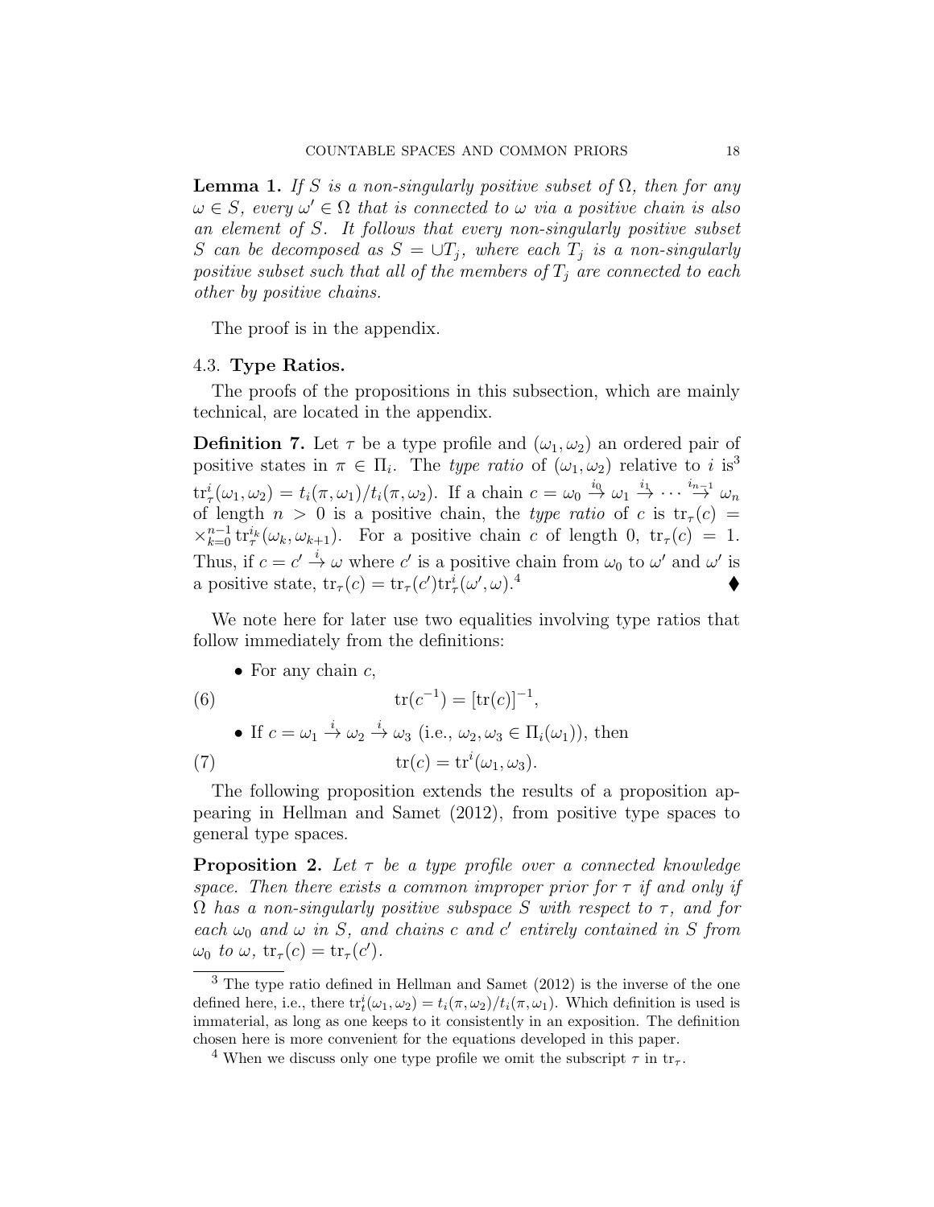**Lemma 1.** *If $S$ is a non-singularly positive subset of $\Omega$, then for any $\omega \in S$, every $\omega' \in \Omega$ that is connected to $\omega$ via a positive chain is also an element of $S$. It follows that every non-singularly positive subset $S$ can be decomposed as $S = \cup T_j$, where each $T_j$ is a non-singularly positive subset such that all of the members of $T_j$ are connected to each other by positive chains.*

The proof is in the appendix.

## 4.3. Type Ratios.

The proofs of the propositions in this subsection, which are mainly technical, are located in the appendix.

**Definition 7.** Let $\tau$ be a type profile and $(\omega_1, \omega_2)$ an ordered pair of positive states in $\pi \in \Pi_i$. The *type ratio* of $(\omega_1, \omega_2)$ relative to $i$ is[3] $\text{tr}^i_\tau(\omega_1, \omega_2) = t_i(\pi, \omega_1)/t_i(\pi, \omega_2)$. If a chain $c = \omega_0 \overset{i_0}{\to} \omega_1 \overset{i_1}{\to} \cdots \overset{i_{n-1}}{\to} \omega_n$ of length $n > 0$ is a positive chain, the *type ratio* of $c$ is $\text{tr}_\tau(c) = \times_{k=0}^{n-1} \text{tr}^{i_k}_\tau(\omega_k, \omega_{k+1})$. For a positive chain $c$ of length 0, $\text{tr}_\tau(c) = 1$. Thus, if $c = c' \overset{i}{\to} \omega$ where $c'$ is a positive chain from $\omega_0$ to $\omega'$ and $\omega'$ is a positive state, $\text{tr}_\tau(c) = \text{tr}_\tau(c')\text{tr}^i_\tau(\omega', \omega)$.[4] ♦

We note here for later use two equalities involving type ratios that follow immediately from the definitions:

- For any chain $c$,

$$\text{tr}(c^{-1}) = [\text{tr}(c)]^{-1}, \tag{6}$$

- If $c = \omega_1 \overset{i}{\to} \omega_2 \overset{i}{\to} \omega_3$ (i.e., $\omega_2, \omega_3 \in \Pi_i(\omega_1)$), then

$$\text{tr}(c) = \text{tr}^i(\omega_1, \omega_3). \tag{7}$$

The following proposition extends the results of a proposition appearing in Hellman and Samet (2012), from positive type spaces to general type spaces.

**Proposition 2.** *Let $\tau$ be a type profile over a connected knowledge space. Then there exists a common improper prior for $\tau$ if and only if $\Omega$ has a non-singularly positive subspace $S$ with respect to $\tau$, and for each $\omega_0$ and $\omega$ in $S$, and chains $c$ and $c'$ entirely contained in $S$ from $\omega_0$ to $\omega$, $\text{tr}_\tau(c) = \text{tr}_\tau(c')$.*

---

[3] The type ratio defined in Hellman and Samet (2012) is the inverse of the one defined here, i.e., there $\text{tr}^i_t(\omega_1, \omega_2) = t_i(\pi, \omega_2)/t_i(\pi, \omega_1)$. Which definition is used is immaterial, as long as one keeps to it consistently in an exposition. The definition chosen here is more convenient for the equations developed in this paper.

[4] When we discuss only one type profile we omit the subscript $\tau$ in $\text{tr}_\tau$.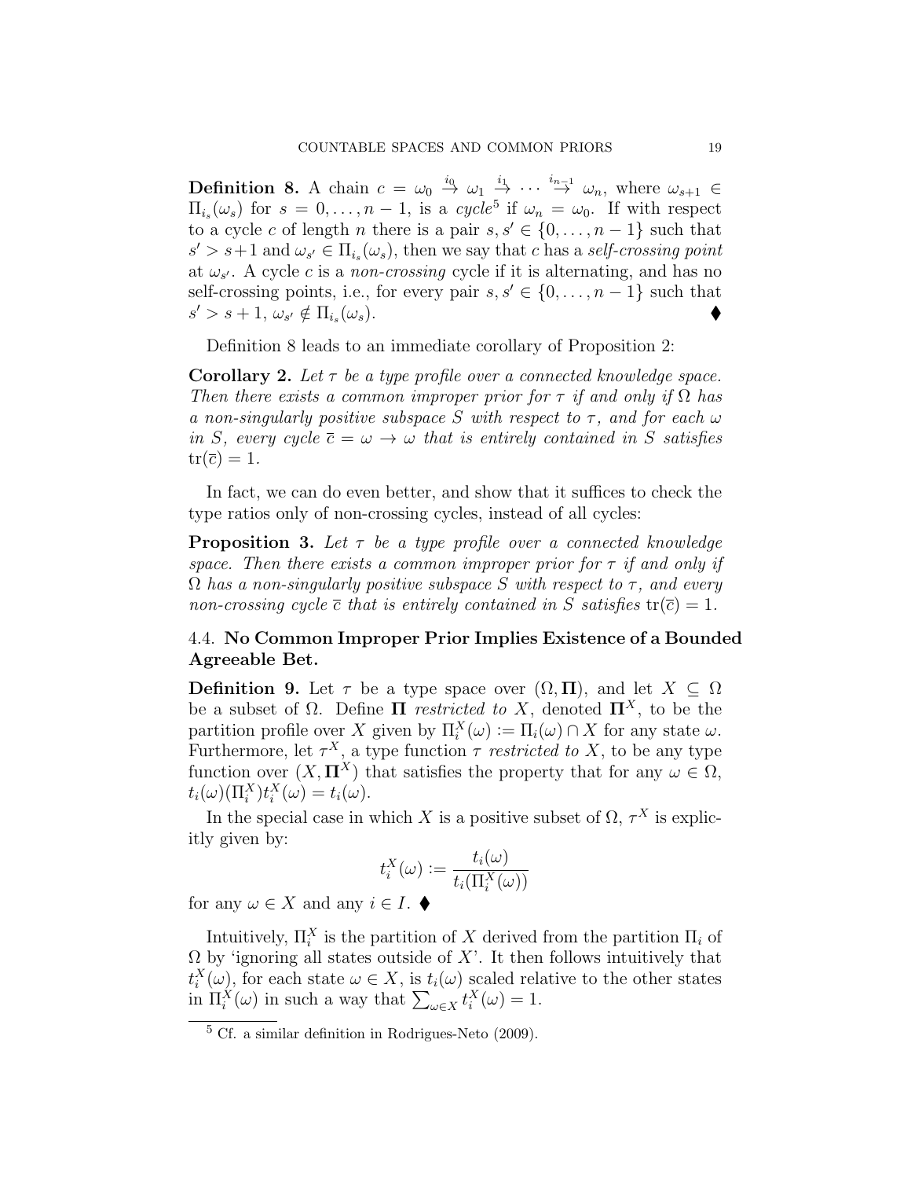**Definition 8.** A chain $c = \omega_0 \overset{i_0}{\to} \omega_1 \overset{i_1}{\to} \cdots \overset{i_{n-1}}{\to} \omega_n$, where $\omega_{s+1} \in \Pi_{i_s}(\omega_s)$ for $s = 0, \ldots, n-1$, is a *cycle*[5] if $\omega_n = \omega_0$. If with respect to a cycle $c$ of length $n$ there is a pair $s, s' \in \{0, \ldots, n-1\}$ such that $s' > s+1$ and $\omega_{s'} \in \Pi_{i_s}(\omega_s)$, then we say that $c$ has a *self-crossing point* at $\omega_{s'}$. A cycle $c$ is a *non-crossing* cycle if it is alternating, and has no self-crossing points, i.e., for every pair $s, s' \in \{0, \ldots, n-1\}$ such that $s' > s+1$, $\omega_{s'} \notin \Pi_{i_s}(\omega_s)$. ♦

Definition 8 leads to an immediate corollary of Proposition 2:

**Corollary 2.** *Let $\tau$ be a type profile over a connected knowledge space. Then there exists a common improper prior for $\tau$ if and only if $\Omega$ has a non-singularly positive subspace $S$ with respect to $\tau$, and for each $\omega$ in $S$, every cycle $\bar{c} = \omega \to \omega$ that is entirely contained in $S$ satisfies $\mathrm{tr}(\bar{c}) = 1$.*

In fact, we can do even better, and show that it suffices to check the type ratios only of non-crossing cycles, instead of all cycles:

**Proposition 3.** *Let $\tau$ be a type profile over a connected knowledge space. Then there exists a common improper prior for $\tau$ if and only if $\Omega$ has a non-singularly positive subspace $S$ with respect to $\tau$, and every non-crossing cycle $\bar{c}$ that is entirely contained in $S$ satisfies $\mathrm{tr}(\bar{c}) = 1$.*

### 4.4. No Common Improper Prior Implies Existence of a Bounded Agreeable Bet.

**Definition 9.** Let $\tau$ be a type space over $(\Omega, \mathbf{\Pi})$, and let $X \subseteq \Omega$ be a subset of $\Omega$. Define $\mathbf{\Pi}$ *restricted to* $X$, denoted $\mathbf{\Pi}^X$, to be the partition profile over $X$ given by $\Pi_i^X(\omega) := \Pi_i(\omega) \cap X$ for any state $\omega$. Furthermore, let $\tau^X$, a type function $\tau$ *restricted to* $X$, to be any type function over $(X, \mathbf{\Pi}^X)$ that satisfies the property that for any $\omega \in \Omega$, $t_i(\omega)(\Pi_i^X)t_i^X(\omega) = t_i(\omega)$.

In the special case in which $X$ is a positive subset of $\Omega$, $\tau^X$ is explicitly given by:

$$t_i^X(\omega) := \frac{t_i(\omega)}{t_i(\Pi_i^X(\omega))}$$

for any $\omega \in X$ and any $i \in I$. ♦

Intuitively, $\Pi_i^X$ is the partition of $X$ derived from the partition $\Pi_i$ of $\Omega$ by 'ignoring all states outside of $X$'. It then follows intuitively that $t_i^X(\omega)$, for each state $\omega \in X$, is $t_i(\omega)$ scaled relative to the other states in $\Pi_i^X(\omega)$ in such a way that $\sum_{\omega \in X} t_i^X(\omega) = 1$.

---

[5] Cf. a similar definition in Rodrigues-Neto (2009).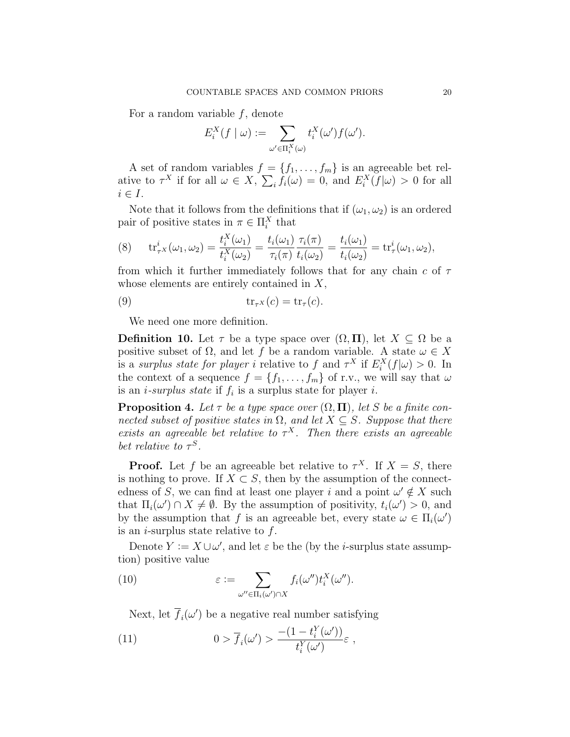For a random variable $f$, denote

$$E_i^X(f \mid \omega) := \sum_{\omega' \in \Pi_i^X(\omega)} t_i^X(\omega') f(\omega').$$

A set of random variables $f = \{f_1, \ldots, f_m\}$ is an agreeable bet relative to $\tau^X$ if for all $\omega \in X$, $\sum_i f_i(\omega) = 0$, and $E_i^X(f|\omega) > 0$ for all $i \in I$.

Note that it follows from the definitions that if $(\omega_1, \omega_2)$ is an ordered pair of positive states in $\pi \in \Pi_i^X$ that

$$\text{tr}_{\tau^X}^i(\omega_1, \omega_2) = \frac{t_i^X(\omega_1)}{t_i^X(\omega_2)} = \frac{t_i(\omega_1)}{\tau_i(\pi)} \frac{\tau_i(\pi)}{t_i(\omega_2)} = \frac{t_i(\omega_1)}{t_i(\omega_2)} = \text{tr}_\tau^i(\omega_1, \omega_2), \tag{8}$$

from which it further immediately follows that for any chain $c$ of $\tau$ whose elements are entirely contained in $X$,

$$\text{tr}_{\tau^X}(c) = \text{tr}_\tau(c). \tag{9}$$

We need one more definition.

**Definition 10.** Let $\tau$ be a type space over $(\Omega, \mathbf{\Pi})$, let $X \subseteq \Omega$ be a positive subset of $\Omega$, and let $f$ be a random variable. A state $\omega \in X$ is a *surplus state for player $i$* relative to $f$ and $\tau^X$ if $E_i^X(f|\omega) > 0$. In the context of a sequence $f = \{f_1, \ldots, f_m\}$ of r.v., we will say that $\omega$ is an *$i$-surplus state* if $f_i$ is a surplus state for player $i$.

**Proposition 4.** *Let $\tau$ be a type space over $(\Omega, \mathbf{\Pi})$, let $S$ be a finite connected subset of positive states in $\Omega$, and let $X \subseteq S$. Suppose that there exists an agreeable bet relative to $\tau^X$. Then there exists an agreeable bet relative to $\tau^S$.*

**Proof.** Let $f$ be an agreeable bet relative to $\tau^X$. If $X = S$, there is nothing to prove. If $X \subset S$, then by the assumption of the connectedness of $S$, we can find at least one player $i$ and a point $\omega' \notin X$ such that $\Pi_i(\omega') \cap X \neq \emptyset$. By the assumption of positivity, $t_i(\omega') > 0$, and by the assumption that $f$ is an agreeable bet, every state $\omega \in \Pi_i(\omega')$ is an $i$-surplus state relative to $f$.

Denote $Y := X \cup \omega'$, and let $\varepsilon$ be the (by the $i$-surplus state assumption) positive value

$$\varepsilon := \sum_{\omega'' \in \Pi_i(\omega') \cap X} f_i(\omega'') t_i^X(\omega''). \tag{10}$$

Next, let $\overline{f}_i(\omega')$ be a negative real number satisfying

$$0 > \overline{f}_i(\omega') > \frac{-(1 - t_i^Y(\omega'))}{t_i^Y(\omega')} \varepsilon \ , \tag{11}$$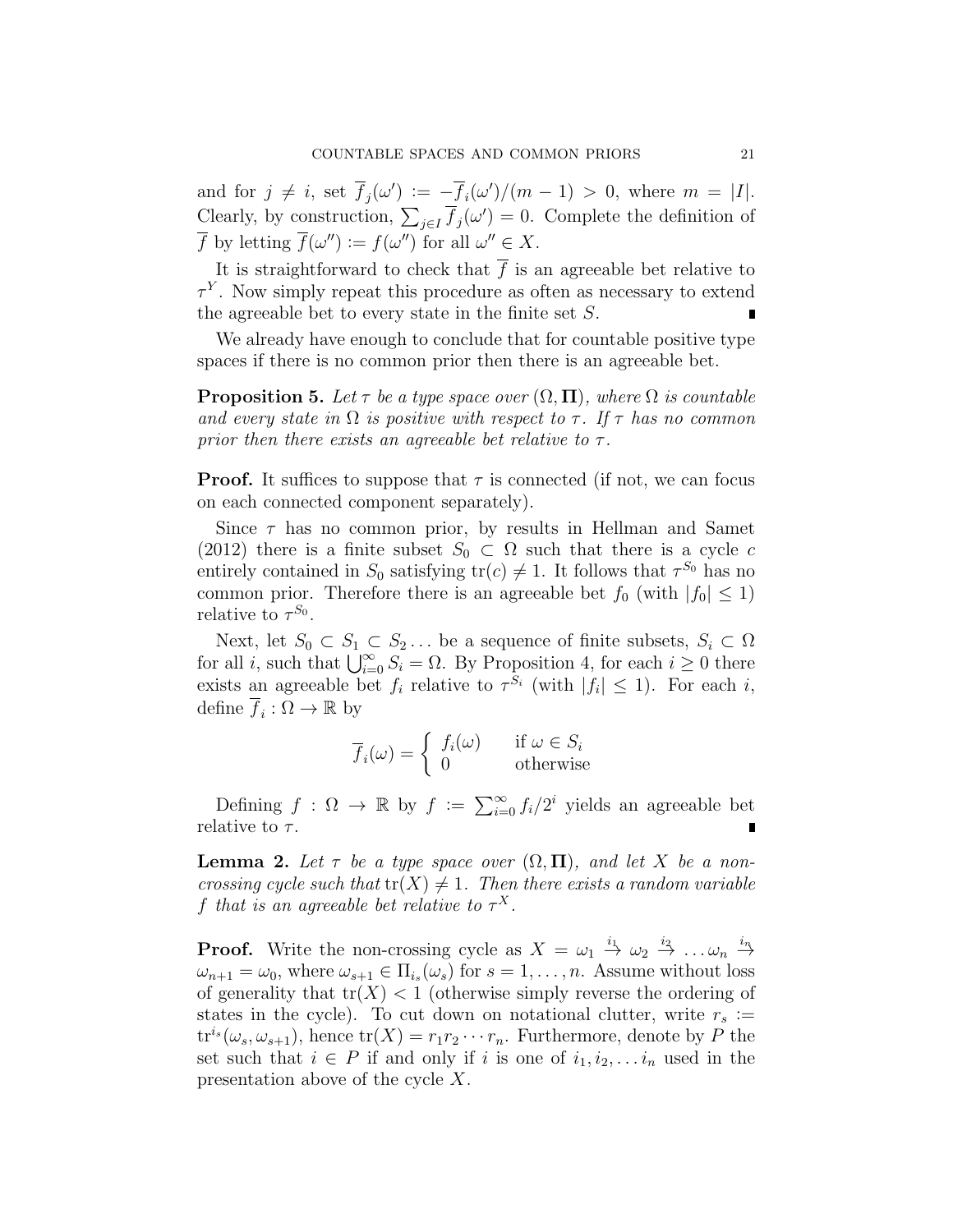and for $j \neq i$, set $\overline{f}_j(\omega') := -\overline{f}_i(\omega')/(m-1) > 0$, where $m = |I|$. Clearly, by construction, $\sum_{j \in I} \overline{f}_j(\omega') = 0$. Complete the definition of $\overline{f}$ by letting $\overline{f}(\omega'') := f(\omega'')$ for all $\omega'' \in X$.

It is straightforward to check that $\overline{f}$ is an agreeable bet relative to $\tau^Y$. Now simply repeat this procedure as often as necessary to extend the agreeable bet to every state in the finite set $S$. ∎

We already have enough to conclude that for countable positive type spaces if there is no common prior then there is an agreeable bet.

**Proposition 5.** *Let $\tau$ be a type space over $(\Omega, \mathbf{\Pi})$, where $\Omega$ is countable and every state in $\Omega$ is positive with respect to $\tau$. If $\tau$ has no common prior then there exists an agreeable bet relative to $\tau$.*

**Proof.** It suffices to suppose that $\tau$ is connected (if not, we can focus on each connected component separately).

Since $\tau$ has no common prior, by results in Hellman and Samet (2012) there is a finite subset $S_0 \subset \Omega$ such that there is a cycle $c$ entirely contained in $S_0$ satisfying $\text{tr}(c) \neq 1$. It follows that $\tau^{S_0}$ has no common prior. Therefore there is an agreeable bet $f_0$ (with $|f_0| \leq 1$) relative to $\tau^{S_0}$.

Next, let $S_0 \subset S_1 \subset S_2 \ldots$ be a sequence of finite subsets, $S_i \subset \Omega$ for all $i$, such that $\bigcup_{i=0}^{\infty} S_i = \Omega$. By Proposition 4, for each $i \geq 0$ there exists an agreeable bet $f_i$ relative to $\tau^{S_i}$ (with $|f_i| \leq 1$). For each $i$, define $\overline{f}_i : \Omega \to \mathbb{R}$ by

$$\overline{f}_i(\omega) = \begin{cases} f_i(\omega) & \text{if } \omega \in S_i \\ 0 & \text{otherwise} \end{cases}$$

Defining $f : \Omega \to \mathbb{R}$ by $f := \sum_{i=0}^{\infty} f_i/2^i$ yields an agreeable bet relative to $\tau$. ∎

**Lemma 2.** *Let $\tau$ be a type space over $(\Omega, \mathbf{\Pi})$, and let $X$ be a non-crossing cycle such that $\text{tr}(X) \neq 1$. Then there exists a random variable $f$ that is an agreeable bet relative to $\tau^X$.*

**Proof.** Write the non-crossing cycle as $X = \omega_1 \xrightarrow{i_1} \omega_2 \xrightarrow{i_2} \ldots \omega_n \xrightarrow{i_n} \omega_{n+1} = \omega_0$, where $\omega_{s+1} \in \Pi_{i_s}(\omega_s)$ for $s = 1, \ldots, n$. Assume without loss of generality that $\text{tr}(X) < 1$ (otherwise simply reverse the ordering of states in the cycle). To cut down on notational clutter, write $r_s := \text{tr}^{i_s}(\omega_s, \omega_{s+1})$, hence $\text{tr}(X) = r_1 r_2 \cdots r_n$. Furthermore, denote by $P$ the set such that $i \in P$ if and only if $i$ is one of $i_1, i_2, \ldots i_n$ used in the presentation above of the cycle $X$.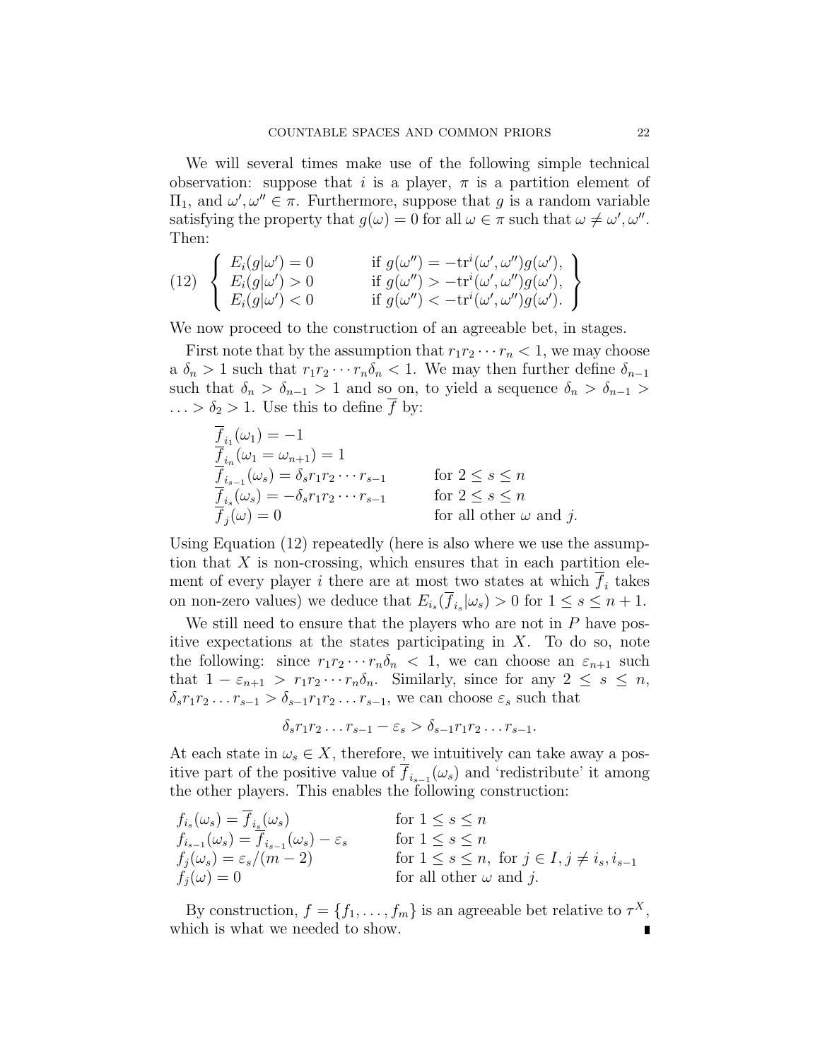We will several times make use of the following simple technical observation: suppose that $i$ is a player, $\pi$ is a partition element of $\Pi_1$, and $\omega', \omega'' \in \pi$. Furthermore, suppose that $g$ is a random variable satisfying the property that $g(\omega) = 0$ for all $\omega \in \pi$ such that $\omega \neq \omega', \omega''$. Then:

$$
(12) \quad \left\{ \begin{array}{ll} E_i(g|\omega') = 0 & \text{if } g(\omega'') = -\text{tr}^i(\omega', \omega'')g(\omega'), \\ E_i(g|\omega') > 0 & \text{if } g(\omega'') > -\text{tr}^i(\omega', \omega'')g(\omega'), \\ E_i(g|\omega') < 0 & \text{if } g(\omega'') < -\text{tr}^i(\omega', \omega'')g(\omega'). \end{array} \right\}
$$

We now proceed to the construction of an agreeable bet, in stages.

First note that by the assumption that $r_1 r_2 \cdots r_n < 1$, we may choose a $\delta_n > 1$ such that $r_1 r_2 \cdots r_n \delta_n < 1$. We may then further define $\delta_{n-1}$ such that $\delta_n > \delta_{n-1} > 1$ and so on, to yield a sequence $\delta_n > \delta_{n-1} > \ldots > \delta_2 > 1$. Use this to define $\overline{f}$ by:

$$
\begin{array}{ll}
\overline{f}_{i_1}(\omega_1) = -1 & \\
\overline{f}_{i_n}(\omega_1 = \omega_{n+1}) = 1 & \\
\overline{f}_{i_{s-1}}(\omega_s) = \delta_s r_1 r_2 \cdots r_{s-1} & \text{for } 2 \leq s \leq n \\
\overline{f}_{i_s}(\omega_s) = -\delta_s r_1 r_2 \cdots r_{s-1} & \text{for } 2 \leq s \leq n \\
\overline{f}_j(\omega) = 0 & \text{for all other } \omega \text{ and } j.
\end{array}
$$

Using Equation (12) repeatedly (here is also where we use the assumption that $X$ is non-crossing, which ensures that in each partition element of every player $i$ there are at most two states at which $\overline{f}_i$ takes on non-zero values) we deduce that $E_{i_s}(\overline{f}_{i_s}|\omega_s) > 0$ for $1 \leq s \leq n+1$.

We still need to ensure that the players who are not in $P$ have positive expectations at the states participating in $X$. To do so, note the following: since $r_1 r_2 \cdots r_n \delta_n < 1$, we can choose an $\varepsilon_{n+1}$ such that $1 - \varepsilon_{n+1} > r_1 r_2 \cdots r_n \delta_n$. Similarly, since for any $2 \leq s \leq n$, $\delta_s r_1 r_2 \ldots r_{s-1} > \delta_{s-1} r_1 r_2 \ldots r_{s-1}$, we can choose $\varepsilon_s$ such that

$$\delta_s r_1 r_2 \ldots r_{s-1} - \varepsilon_s > \delta_{s-1} r_1 r_2 \ldots r_{s-1}.$$

At each state in $\omega_s \in X$, therefore, we intuitively can take away a positive part of the positive value of $\overline{f}_{i_{s-1}}(\omega_s)$ and 'redistribute' it among the other players. This enables the following construction:

$$
\begin{array}{ll}
f_{i_s}(\omega_s) = \overline{f}_{i_s}(\omega_s) & \text{for } 1 \leq s \leq n \\
f_{i_{s-1}}(\omega_s) = \overline{f}_{i_{s-1}}(\omega_s) - \varepsilon_s & \text{for } 1 \leq s \leq n \\
f_j(\omega_s) = \varepsilon_s/(m-2) & \text{for } 1 \leq s \leq n, \text{ for } j \in I, j \neq i_s, i_{s-1} \\
f_j(\omega) = 0 & \text{for all other } \omega \text{ and } j.
\end{array}
$$

By construction, $f = \{f_1, \ldots, f_m\}$ is an agreeable bet relative to $\tau^X$, which is what we needed to show. ∎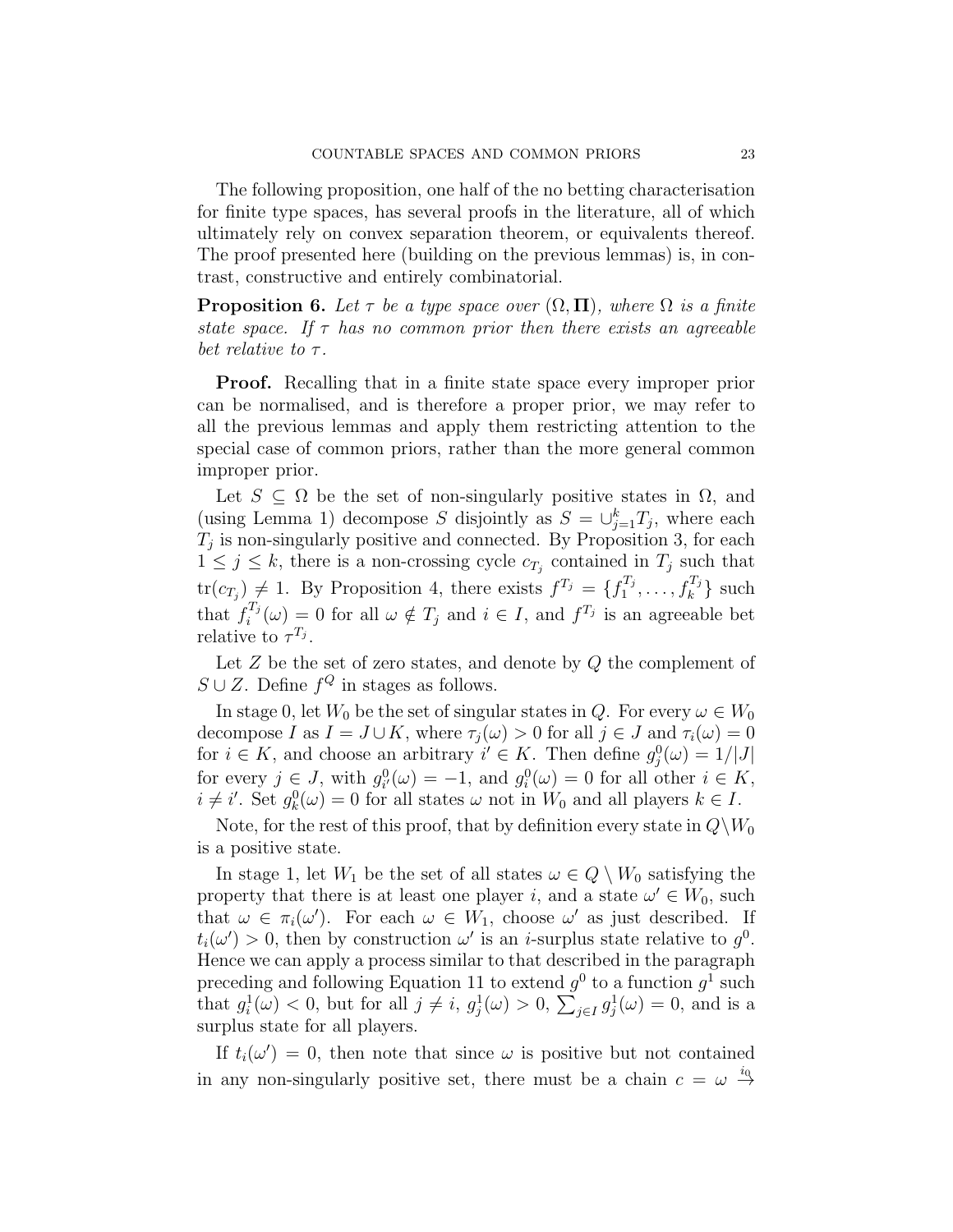The following proposition, one half of the no betting characterisation for finite type spaces, has several proofs in the literature, all of which ultimately rely on convex separation theorem, or equivalents thereof. The proof presented here (building on the previous lemmas) is, in contrast, constructive and entirely combinatorial.

**Proposition 6.** *Let $\tau$ be a type space over $(\Omega, \mathbf{\Pi})$, where $\Omega$ is a finite state space. If $\tau$ has no common prior then there exists an agreeable bet relative to $\tau$.*

**Proof.** Recalling that in a finite state space every improper prior can be normalised, and is therefore a proper prior, we may refer to all the previous lemmas and apply them restricting attention to the special case of common priors, rather than the more general common improper prior.

Let $S \subseteq \Omega$ be the set of non-singularly positive states in $\Omega$, and (using Lemma 1) decompose $S$ disjointly as $S = \cup_{j=1}^{k} T_j$, where each $T_j$ is non-singularly positive and connected. By Proposition 3, for each $1 \leq j \leq k$, there is a non-crossing cycle $c_{T_j}$ contained in $T_j$ such that $\mathrm{tr}(c_{T_j}) \neq 1$. By Proposition 4, there exists $f^{T_j} = \{f_1^{T_j}, \ldots, f_k^{T_j}\}$ such that $f_i^{T_j}(\omega) = 0$ for all $\omega \notin T_j$ and $i \in I$, and $f^{T_j}$ is an agreeable bet relative to $\tau^{T_j}$.

Let $Z$ be the set of zero states, and denote by $Q$ the complement of $S \cup Z$. Define $f^Q$ in stages as follows.

In stage 0, let $W_0$ be the set of singular states in $Q$. For every $\omega \in W_0$ decompose $I$ as $I = J \cup K$, where $\tau_j(\omega) > 0$ for all $j \in J$ and $\tau_i(\omega) = 0$ for $i \in K$, and choose an arbitrary $i' \in K$. Then define $g_j^0(\omega) = 1/|J|$ for every $j \in J$, with $g_{i'}^0(\omega) = -1$, and $g_i^0(\omega) = 0$ for all other $i \in K$, $i \neq i'$. Set $g_k^0(\omega) = 0$ for all states $\omega$ not in $W_0$ and all players $k \in I$.

Note, for the rest of this proof, that by definition every state in $Q \backslash W_0$ is a positive state.

In stage 1, let $W_1$ be the set of all states $\omega \in Q \setminus W_0$ satisfying the property that there is at least one player $i$, and a state $\omega' \in W_0$, such that $\omega \in \pi_i(\omega')$. For each $\omega \in W_1$, choose $\omega'$ as just described. If $t_i(\omega') > 0$, then by construction $\omega'$ is an $i$-surplus state relative to $g^0$. Hence we can apply a process similar to that described in the paragraph preceding and following Equation 11 to extend $g^0$ to a function $g^1$ such that $g_i^1(\omega) < 0$, but for all $j \neq i$, $g_j^1(\omega) > 0$, $\sum_{j \in I} g_j^1(\omega) = 0$, and is a surplus state for all players.

If $t_i(\omega') = 0$, then note that since $\omega$ is positive but not contained in any non-singularly positive set, there must be a chain $c = \omega \xrightarrow{i_0}$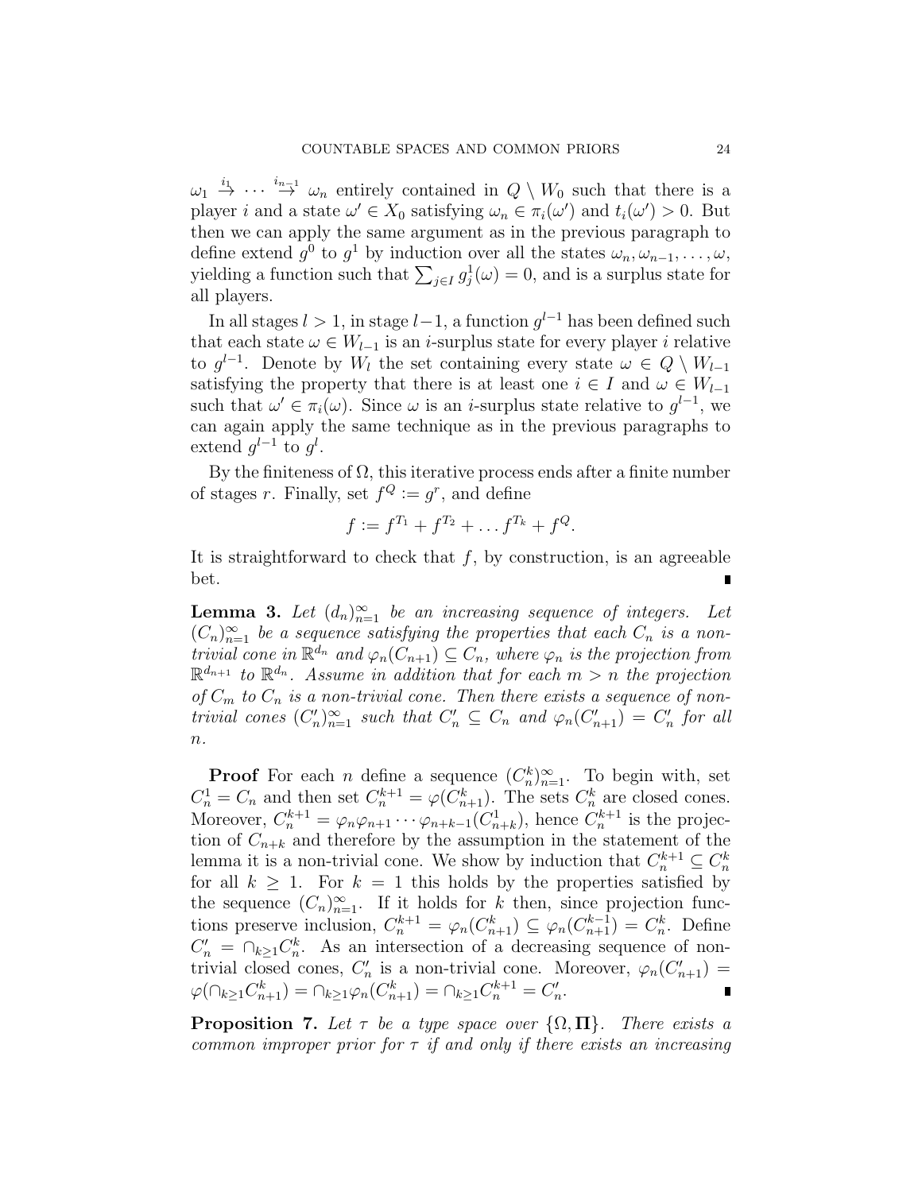$\omega_1 \stackrel{i_1}{\to} \cdots \stackrel{i_{n-1}}{\to} \omega_n$ entirely contained in $Q \setminus W_0$ such that there is a player $i$ and a state $\omega' \in X_0$ satisfying $\omega_n \in \pi_i(\omega')$ and $t_i(\omega') > 0$. But then we can apply the same argument as in the previous paragraph to define extend $g^0$ to $g^1$ by induction over all the states $\omega_n, \omega_{n-1}, \ldots, \omega$, yielding a function such that $\sum_{j \in I} g^1_j(\omega) = 0$, and is a surplus state for all players.

In all stages $l > 1$, in stage $l-1$, a function $g^{l-1}$ has been defined such that each state $\omega \in W_{l-1}$ is an $i$-surplus state for every player $i$ relative to $g^{l-1}$. Denote by $W_l$ the set containing every state $\omega \in Q \setminus W_{l-1}$ satisfying the property that there is at least one $i \in I$ and $\omega \in W_{l-1}$ such that $\omega' \in \pi_i(\omega)$. Since $\omega$ is an $i$-surplus state relative to $g^{l-1}$, we can again apply the same technique as in the previous paragraphs to extend $g^{l-1}$ to $g^l$.

By the finiteness of $\Omega$, this iterative process ends after a finite number of stages $r$. Finally, set $f^Q := g^r$, and define

$$f := f^{T_1} + f^{T_2} + \ldots f^{T_k} + f^Q.$$

It is straightforward to check that $f$, by construction, is an agreeable bet. ∎

**Lemma 3.** *Let $(d_n)_{n=1}^\infty$ be an increasing sequence of integers. Let $(C_n)_{n=1}^\infty$ be a sequence satisfying the properties that each $C_n$ is a non-trivial cone in $\mathbb{R}^{d_n}$ and $\varphi_n(C_{n+1}) \subseteq C_n$, where $\varphi_n$ is the projection from $\mathbb{R}^{d_{n+1}}$ to $\mathbb{R}^{d_n}$. Assume in addition that for each $m > n$ the projection of $C_m$ to $C_n$ is a non-trivial cone. Then there exists a sequence of non-trivial cones $(C'_n)_{n=1}^\infty$ such that $C'_n \subseteq C_n$ and $\varphi_n(C'_{n+1}) = C'_n$ for all $n$.*

**Proof** For each $n$ define a sequence $(C_n^k)_{n=1}^\infty$. To begin with, set $C_n^1 = C_n$ and then set $C_n^{k+1} = \varphi(C_{n+1}^k)$. The sets $C_n^k$ are closed cones. Moreover, $C_n^{k+1} = \varphi_n \varphi_{n+1} \cdots \varphi_{n+k-1}(C_{n+k}^1)$, hence $C_n^{k+1}$ is the projection of $C_{n+k}$ and therefore by the assumption in the statement of the lemma it is a non-trivial cone. We show by induction that $C_n^{k+1} \subseteq C_n^k$ for all $k \geq 1$. For $k = 1$ this holds by the properties satisfied by the sequence $(C_n)_{n=1}^\infty$. If it holds for $k$ then, since projection functions preserve inclusion, $C_n^{k+1} = \varphi_n(C_{n+1}^k) \subseteq \varphi_n(C_{n+1}^{k-1}) = C_n^k$. Define $C'_n = \cap_{k \geq 1} C_n^k$. As an intersection of a decreasing sequence of non-trivial closed cones, $C'_n$ is a non-trivial cone. Moreover, $\varphi_n(C'_{n+1}) = \varphi(\cap_{k \geq 1} C_{n+1}^k) = \cap_{k \geq 1} \varphi_n(C_{n+1}^k) = \cap_{k \geq 1} C_n^{k+1} = C'_n$. ∎

**Proposition 7.** *Let $\tau$ be a type space over $\{\Omega, \mathbf{\Pi}\}$. There exists a common improper prior for $\tau$ if and only if there exists an increasing*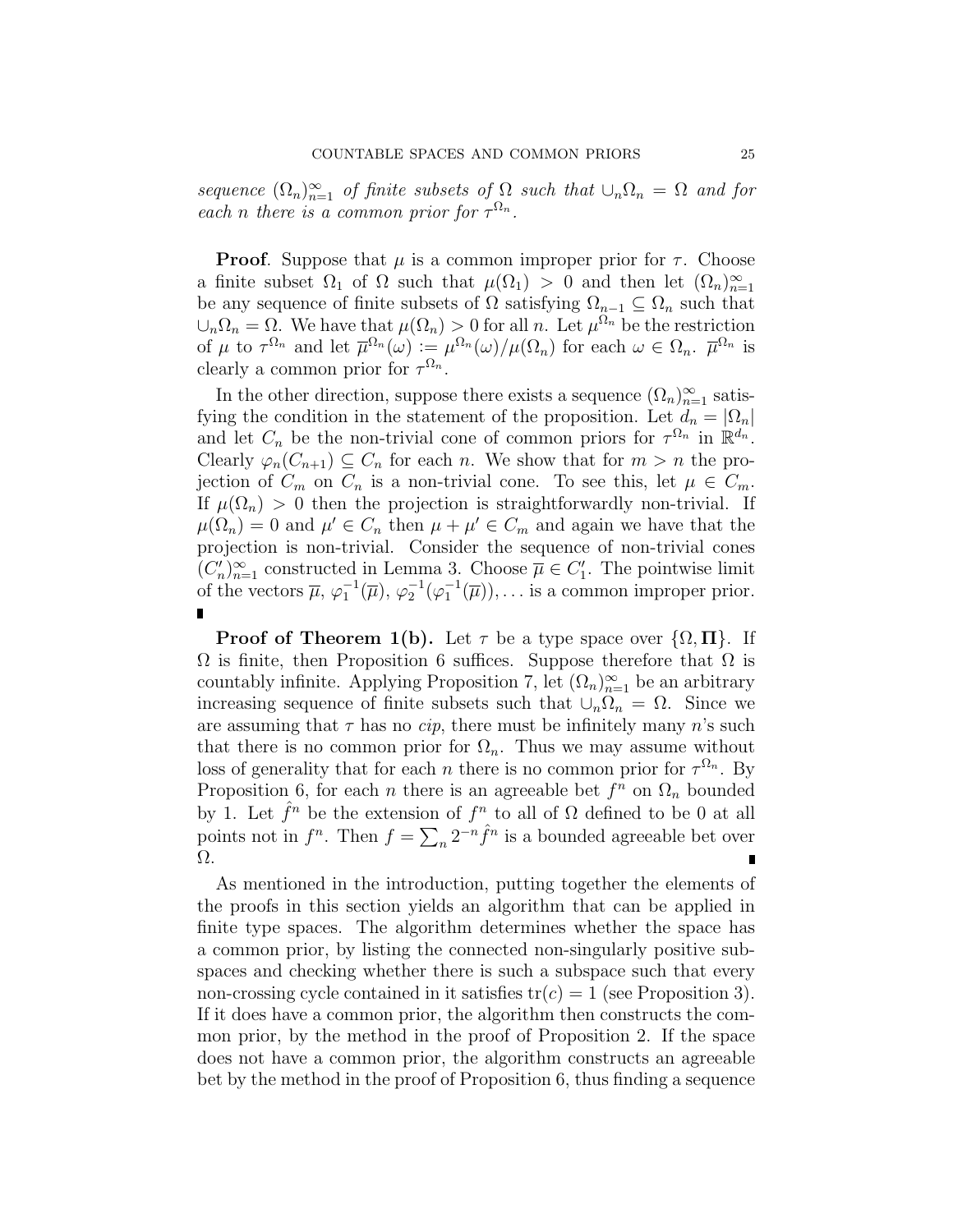*sequence* $(\Omega_n)_{n=1}^{\infty}$ *of finite subsets of* $\Omega$ *such that* $\cup_n \Omega_n = \Omega$ *and for each* $n$ *there is a common prior for* $\tau^{\Omega_n}$.

**Proof**. Suppose that $\mu$ is a common improper prior for $\tau$. Choose a finite subset $\Omega_1$ of $\Omega$ such that $\mu(\Omega_1) > 0$ and then let $(\Omega_n)_{n=1}^{\infty}$ be any sequence of finite subsets of $\Omega$ satisfying $\Omega_{n-1} \subseteq \Omega_n$ such that $\cup_n \Omega_n = \Omega$. We have that $\mu(\Omega_n) > 0$ for all $n$. Let $\mu^{\Omega_n}$ be the restriction of $\mu$ to $\tau^{\Omega_n}$ and let $\overline{\mu}^{\Omega_n}(\omega) := \mu^{\Omega_n}(\omega)/\mu(\Omega_n)$ for each $\omega \in \Omega_n$. $\overline{\mu}^{\Omega_n}$ is clearly a common prior for $\tau^{\Omega_n}$.

In the other direction, suppose there exists a sequence $(\Omega_n)_{n=1}^{\infty}$ satisfying the condition in the statement of the proposition. Let $d_n = |\Omega_n|$ and let $C_n$ be the non-trivial cone of common priors for $\tau^{\Omega_n}$ in $\mathbb{R}^{d_n}$. Clearly $\varphi_n(C_{n+1}) \subseteq C_n$ for each $n$. We show that for $m > n$ the projection of $C_m$ on $C_n$ is a non-trivial cone. To see this, let $\mu \in C_m$. If $\mu(\Omega_n) > 0$ then the projection is straightforwardly non-trivial. If $\mu(\Omega_n) = 0$ and $\mu' \in C_n$ then $\mu + \mu' \in C_m$ and again we have that the projection is non-trivial. Consider the sequence of non-trivial cones $(C'_n)_{n=1}^{\infty}$ constructed in Lemma 3. Choose $\overline{\mu} \in C'_1$. The pointwise limit of the vectors $\overline{\mu}$, $\varphi_1^{-1}(\overline{\mu})$, $\varphi_2^{-1}(\varphi_1^{-1}(\overline{\mu})), \ldots$ is a common improper prior. ∎

**Proof of Theorem 1(b).** Let $\tau$ be a type space over $\{\Omega, \mathbf{\Pi}\}$. If $\Omega$ is finite, then Proposition 6 suffices. Suppose therefore that $\Omega$ is countably infinite. Applying Proposition 7, let $(\Omega_n)_{n=1}^{\infty}$ be an arbitrary increasing sequence of finite subsets such that $\cup_n \Omega_n = \Omega$. Since we are assuming that $\tau$ has no *cip*, there must be infinitely many $n$'s such that there is no common prior for $\Omega_n$. Thus we may assume without loss of generality that for each $n$ there is no common prior for $\tau^{\Omega_n}$. By Proposition 6, for each $n$ there is an agreeable bet $f^n$ on $\Omega_n$ bounded by 1. Let $\hat{f}^n$ be the extension of $f^n$ to all of $\Omega$ defined to be 0 at all points not in $f^n$. Then $f = \sum_n 2^{-n} \hat{f}^n$ is a bounded agreeable bet over $\Omega$. ∎

As mentioned in the introduction, putting together the elements of the proofs in this section yields an algorithm that can be applied in finite type spaces. The algorithm determines whether the space has a common prior, by listing the connected non-singularly positive subspaces and checking whether there is such a subspace such that every non-crossing cycle contained in it satisfies $\mathrm{tr}(c) = 1$ (see Proposition 3). If it does have a common prior, the algorithm then constructs the common prior, by the method in the proof of Proposition 2. If the space does not have a common prior, the algorithm constructs an agreeable bet by the method in the proof of Proposition 6, thus finding a sequence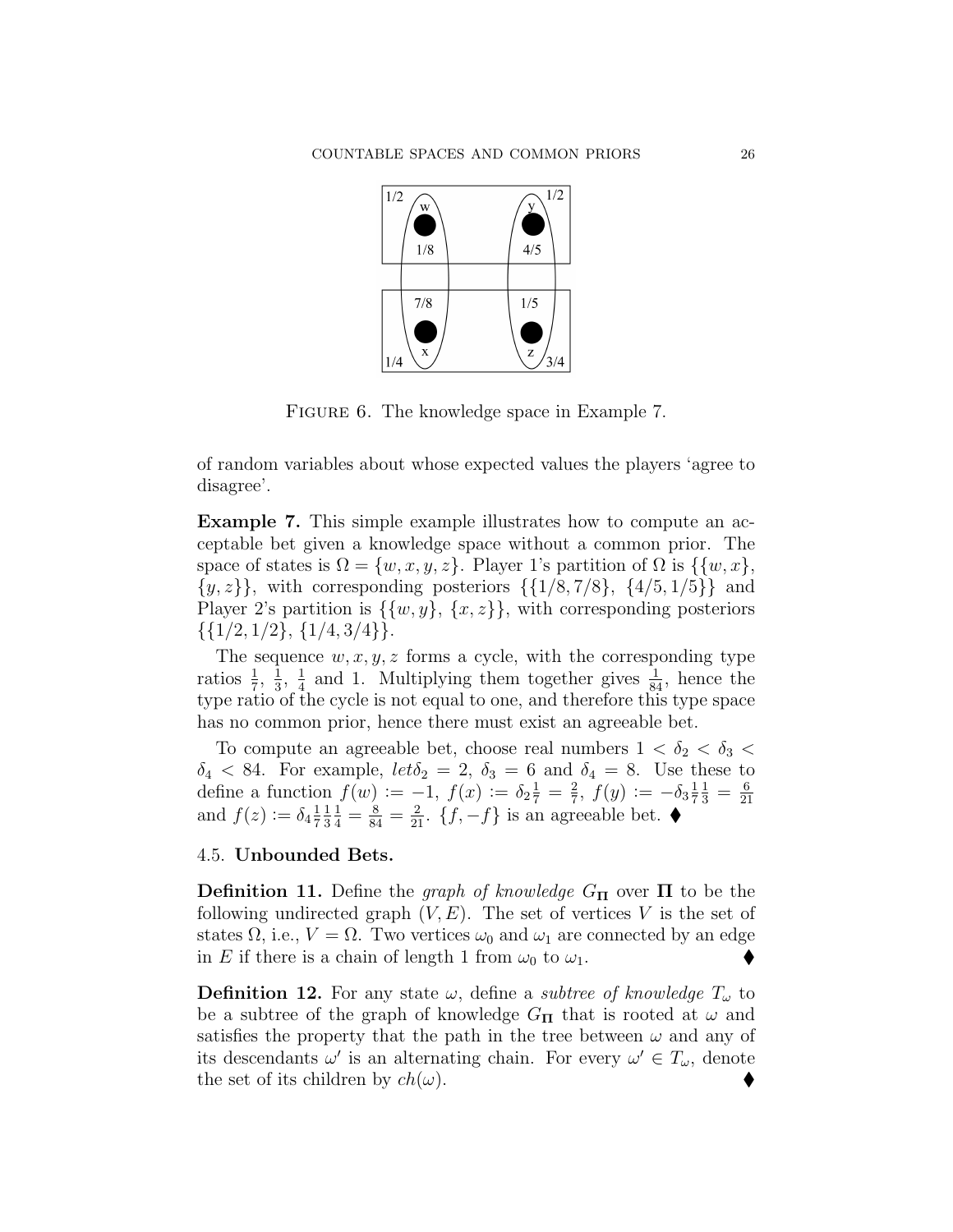FIGURE 6. The knowledge space in Example 7.

of random variables about whose expected values the players 'agree to disagree'.

**Example 7.** This simple example illustrates how to compute an acceptable bet given a knowledge space without a common prior. The space of states is $\Omega = \{w, x, y, z\}$. Player 1's partition of $\Omega$ is $\{\{w, x\}, \{y, z\}\}$, with corresponding posteriors $\{\{1/8, 7/8\}, \{4/5, 1/5\}\}$ and Player 2's partition is $\{\{w, y\}, \{x, z\}\}$, with corresponding posteriors $\{\{1/2, 1/2\}, \{1/4, 3/4\}\}$.

The sequence $w, x, y, z$ forms a cycle, with the corresponding type ratios $\frac{1}{7}$, $\frac{1}{3}$, $\frac{1}{4}$ and 1. Multiplying them together gives $\frac{1}{84}$, hence the type ratio of the cycle is not equal to one, and therefore this type space has no common prior, hence there must exist an agreeable bet.

To compute an agreeable bet, choose real numbers $1 < \delta_2 < \delta_3 < \delta_4 < 84$. For example, $let \delta_2 = 2$, $\delta_3 = 6$ and $\delta_4 = 8$. Use these to define a function $f(w) := -1$, $f(x) := \delta_2 \frac{1}{7} = \frac{2}{7}$, $f(y) := -\delta_3 \frac{1}{7} \frac{1}{3} = \frac{6}{21}$ and $f(z) := \delta_4 \frac{1}{7} \frac{1}{3} \frac{1}{4} = \frac{8}{84} = \frac{2}{21}$. $\{f, -f\}$ is an agreeable bet. ♦

### 4.5. Unbounded Bets.

**Definition 11.** Define the *graph of knowledge* $G_{\mathbf{\Pi}}$ over $\mathbf{\Pi}$ to be the following undirected graph $(V, E)$. The set of vertices $V$ is the set of states $\Omega$, i.e., $V = \Omega$. Two vertices $\omega_0$ and $\omega_1$ are connected by an edge in $E$ if there is a chain of length 1 from $\omega_0$ to $\omega_1$. ♦

**Definition 12.** For any state $\omega$, define a *subtree of knowledge* $T_\omega$ to be a subtree of the graph of knowledge $G_{\mathbf{\Pi}}$ that is rooted at $\omega$ and satisfies the property that the path in the tree between $\omega$ and any of its descendants $\omega'$ is an alternating chain. For every $\omega' \in T_\omega$, denote the set of its children by $ch(\omega)$. ♦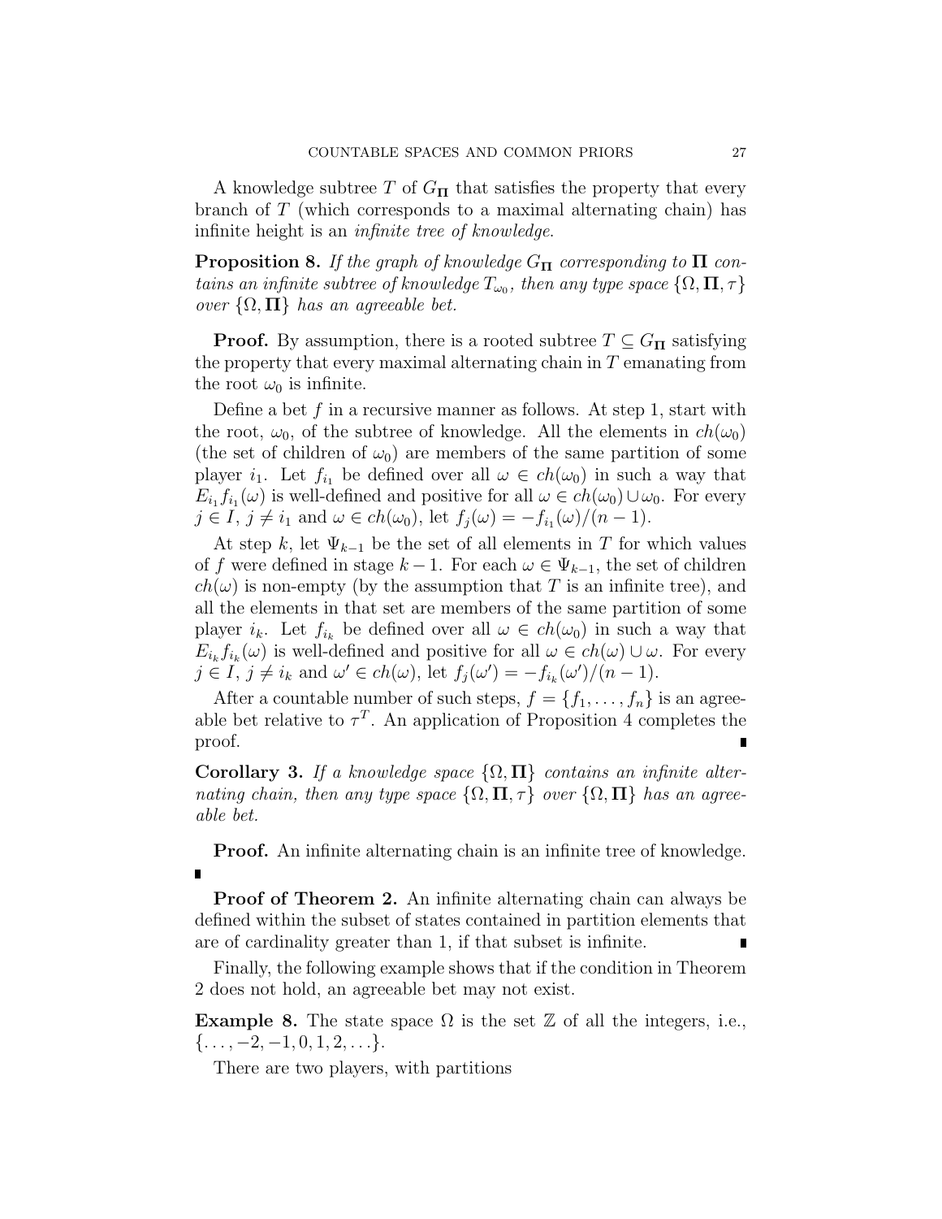A knowledge subtree $T$ of $G_{\mathbf{\Pi}}$ that satisfies the property that every branch of $T$ (which corresponds to a maximal alternating chain) has infinite height is an *infinite tree of knowledge*.

**Proposition 8.** *If the graph of knowledge $G_{\mathbf{\Pi}}$ corresponding to $\mathbf{\Pi}$ contains an infinite subtree of knowledge $T_{\omega_0}$, then any type space $\{\Omega, \mathbf{\Pi}, \tau\}$ over $\{\Omega, \mathbf{\Pi}\}$ has an agreeable bet.*

**Proof.** By assumption, there is a rooted subtree $T \subseteq G_{\mathbf{\Pi}}$ satisfying the property that every maximal alternating chain in $T$ emanating from the root $\omega_0$ is infinite.

Define a bet $f$ in a recursive manner as follows. At step 1, start with the root, $\omega_0$, of the subtree of knowledge. All the elements in $ch(\omega_0)$ (the set of children of $\omega_0$) are members of the same partition of some player $i_1$. Let $f_{i_1}$ be defined over all $\omega \in ch(\omega_0)$ in such a way that $E_{i_1} f_{i_1}(\omega)$ is well-defined and positive for all $\omega \in ch(\omega_0) \cup \omega_0$. For every $j \in I$, $j \neq i_1$ and $\omega \in ch(\omega_0)$, let $f_j(\omega) = -f_{i_1}(\omega)/(n-1)$.

At step $k$, let $\Psi_{k-1}$ be the set of all elements in $T$ for which values of $f$ were defined in stage $k-1$. For each $\omega \in \Psi_{k-1}$, the set of children $ch(\omega)$ is non-empty (by the assumption that $T$ is an infinite tree), and all the elements in that set are members of the same partition of some player $i_k$. Let $f_{i_k}$ be defined over all $\omega \in ch(\omega_0)$ in such a way that $E_{i_k} f_{i_k}(\omega)$ is well-defined and positive for all $\omega \in ch(\omega) \cup \omega$. For every $j \in I$, $j \neq i_k$ and $\omega' \in ch(\omega)$, let $f_j(\omega') = -f_{i_k}(\omega')/(n-1)$.

After a countable number of such steps, $f = \{f_1, \ldots, f_n\}$ is an agreeable bet relative to $\tau^T$. An application of Proposition 4 completes the proof. ∎

**Corollary 3.** *If a knowledge space $\{\Omega, \mathbf{\Pi}\}$ contains an infinite alternating chain, then any type space $\{\Omega, \mathbf{\Pi}, \tau\}$ over $\{\Omega, \mathbf{\Pi}\}$ has an agreeable bet.*

**Proof.** An infinite alternating chain is an infinite tree of knowledge. ∎

**Proof of Theorem 2.** An infinite alternating chain can always be defined within the subset of states contained in partition elements that are of cardinality greater than 1, if that subset is infinite. ∎

Finally, the following example shows that if the condition in Theorem 2 does not hold, an agreeable bet may not exist.

**Example 8.** The state space $\Omega$ is the set $\mathbb{Z}$ of all the integers, i.e., $\{\ldots, -2, -1, 0, 1, 2, \ldots\}$.

There are two players, with partitions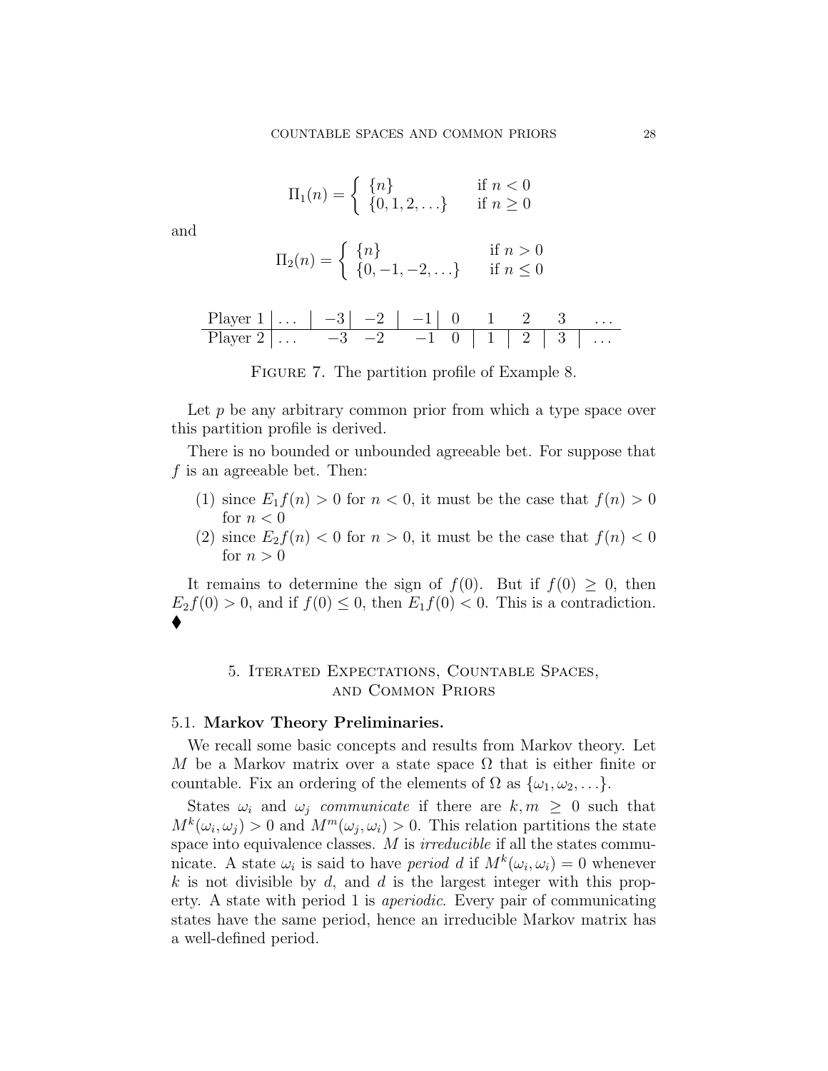$$\Pi_1(n) = \begin{cases} \{n\} & \text{if } n < 0 \\ \{0, 1, 2, \ldots\} & \text{if } n \geq 0 \end{cases}$$

and

$$\Pi_2(n) = \begin{cases} \{n\} & \text{if } n > 0 \\ \{0, -1, -2, \ldots\} & \text{if } n \leq 0 \end{cases}$$

| Player 1 | $\ldots$ \| | $-3$ \| | $-2$ \| | $-1$ \| | $0$ | $1$ | $2$ | $3$ | $\ldots$ |
|---|---|---|---|---|---|---|---|---|---|
| Player 2 | $\ldots$ | $-3$ | $-2$ | $-1$ | $0$ \| | $1$ \| | $2$ \| | $3$ \| | $\ldots$ |

FIGURE 7. The partition profile of Example 8.

Let $p$ be any arbitrary common prior from which a type space over this partition profile is derived.

There is no bounded or unbounded agreeable bet. For suppose that $f$ is an agreeable bet. Then:

1. since $E_1 f(n) > 0$ for $n < 0$, it must be the case that $f(n) > 0$ for $n < 0$
2. since $E_2 f(n) < 0$ for $n > 0$, it must be the case that $f(n) < 0$ for $n > 0$

It remains to determine the sign of $f(0)$. But if $f(0) \geq 0$, then $E_2 f(0) > 0$, and if $f(0) \leq 0$, then $E_1 f(0) < 0$. This is a contradiction. ♦

## 5. Iterated Expectations, Countable Spaces, and Common Priors

### 5.1. Markov Theory Preliminaries.

We recall some basic concepts and results from Markov theory. Let $M$ be a Markov matrix over a state space $\Omega$ that is either finite or countable. Fix an ordering of the elements of $\Omega$ as $\{\omega_1, \omega_2, \ldots\}$.

States $\omega_i$ and $\omega_j$ *communicate* if there are $k, m \geq 0$ such that $M^k(\omega_i, \omega_j) > 0$ and $M^m(\omega_j, \omega_i) > 0$. This relation partitions the state space into equivalence classes. $M$ is *irreducible* if all the states communicate. A state $\omega_i$ is said to have *period* $d$ if $M^k(\omega_i, \omega_i) = 0$ whenever $k$ is not divisible by $d$, and $d$ is the largest integer with this property. A state with period 1 is *aperiodic*. Every pair of communicating states have the same period, hence an irreducible Markov matrix has a well-defined period.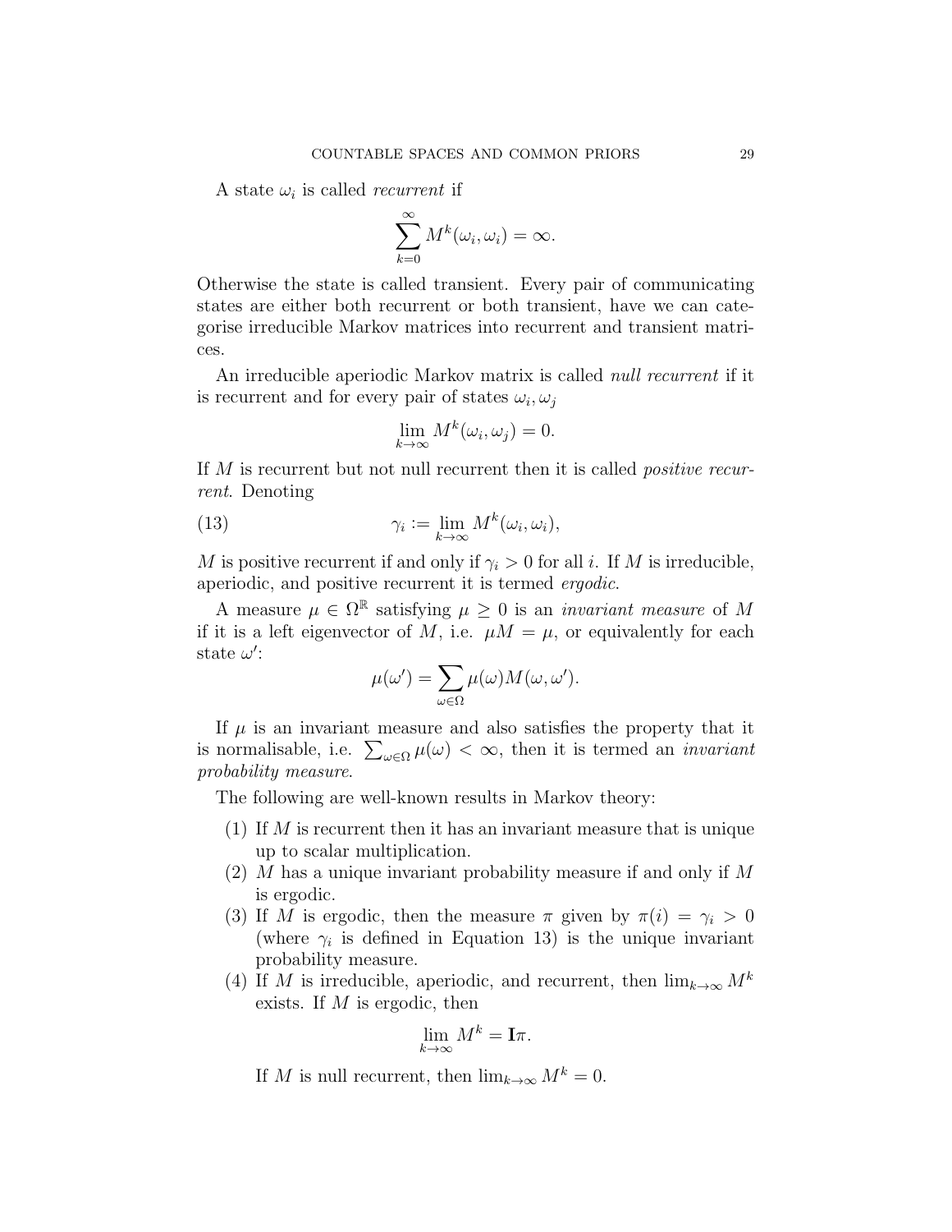A state $\omega_i$ is called *recurrent* if

$$\sum_{k=0}^{\infty} M^k(\omega_i, \omega_i) = \infty.$$

Otherwise the state is called transient. Every pair of communicating states are either both recurrent or both transient, have we can categorise irreducible Markov matrices into recurrent and transient matrices.

An irreducible aperiodic Markov matrix is called *null recurrent* if it is recurrent and for every pair of states $\omega_i, \omega_j$

$$\lim_{k\to\infty} M^k(\omega_i, \omega_j) = 0.$$

If $M$ is recurrent but not null recurrent then it is called *positive recurrent*. Denoting

$$\gamma_i := \lim_{k\to\infty} M^k(\omega_i, \omega_i), \tag{13}$$

$M$ is positive recurrent if and only if $\gamma_i > 0$ for all $i$. If $M$ is irreducible, aperiodic, and positive recurrent it is termed *ergodic*.

A measure $\mu \in \Omega^{\mathbb{R}}$ satisfying $\mu \geq 0$ is an *invariant measure* of $M$ if it is a left eigenvector of $M$, i.e. $\mu M = \mu$, or equivalently for each state $\omega'$:

$$\mu(\omega') = \sum_{\omega\in\Omega} \mu(\omega) M(\omega, \omega').$$

If $\mu$ is an invariant measure and also satisfies the property that it is normalisable, i.e. $\sum_{\omega\in\Omega} \mu(\omega) < \infty$, then it is termed an *invariant probability measure*.

The following are well-known results in Markov theory:

(1) If $M$ is recurrent then it has an invariant measure that is unique up to scalar multiplication.

(2) $M$ has a unique invariant probability measure if and only if $M$ is ergodic.

(3) If $M$ is ergodic, then the measure $\pi$ given by $\pi(i) = \gamma_i > 0$ (where $\gamma_i$ is defined in Equation 13) is the unique invariant probability measure.

(4) If $M$ is irreducible, aperiodic, and recurrent, then $\lim_{k\to\infty} M^k$ exists. If $M$ is ergodic, then

$$\lim_{k\to\infty} M^k = \mathbf{I}\pi.$$

If $M$ is null recurrent, then $\lim_{k\to\infty} M^k = 0$.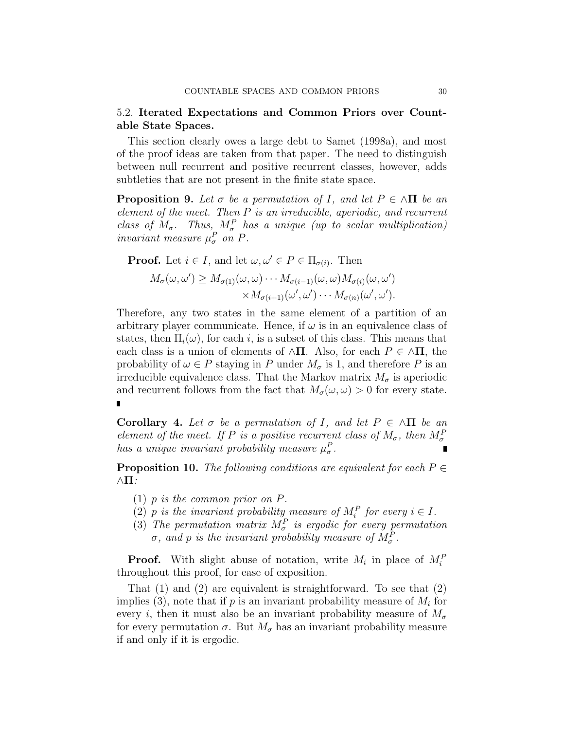### 5.2. **Iterated Expectations and Common Priors over Countable State Spaces.**

This section clearly owes a large debt to Samet (1998a), and most of the proof ideas are taken from that paper. The need to distinguish between null recurrent and positive recurrent classes, however, adds subtleties that are not present in the finite state space.

**Proposition 9.** *Let $\sigma$ be a permutation of $I$, and let $P \in \wedge\mathbf{\Pi}$ be an element of the meet. Then $P$ is an irreducible, aperiodic, and recurrent class of $M_\sigma$. Thus, $M_\sigma^P$ has a unique (up to scalar multiplication) invariant measure $\mu_\sigma^P$ on $P$.*

**Proof.** Let $i \in I$, and let $\omega, \omega' \in P \in \Pi_{\sigma(i)}$. Then

$$M_\sigma(\omega, \omega') \geq M_{\sigma(1)}(\omega, \omega) \cdots M_{\sigma(i-1)}(\omega, \omega) M_{\sigma(i)}(\omega, \omega') \times M_{\sigma(i+1)}(\omega', \omega') \cdots M_{\sigma(n)}(\omega', \omega').$$

Therefore, any two states in the same element of a partition of an arbitrary player communicate. Hence, if $\omega$ is in an equivalence class of states, then $\Pi_i(\omega)$, for each $i$, is a subset of this class. This means that each class is a union of elements of $\wedge\mathbf{\Pi}$. Also, for each $P \in \wedge\mathbf{\Pi}$, the probability of $\omega \in P$ staying in $P$ under $M_\sigma$ is 1, and therefore $P$ is an irreducible equivalence class. That the Markov matrix $M_\sigma$ is aperiodic and recurrent follows from the fact that $M_\sigma(\omega, \omega) > 0$ for every state. ∎

**Corollary 4.** *Let $\sigma$ be a permutation of $I$, and let $P \in \wedge\mathbf{\Pi}$ be an element of the meet. If $P$ is a positive recurrent class of $M_\sigma$, then $M_\sigma^P$ has a unique invariant probability measure $\mu_\sigma^P$.* ∎

**Proposition 10.** *The following conditions are equivalent for each $P \in \wedge\mathbf{\Pi}$:*

1. *$p$ is the common prior on $P$.*
2. *$p$ is the invariant probability measure of $M_i^P$ for every $i \in I$.*
3. *The permutation matrix $M_\sigma^P$ is ergodic for every permutation $\sigma$, and $p$ is the invariant probability measure of $M_\sigma^P$.*

**Proof.** With slight abuse of notation, write $M_i$ in place of $M_i^P$ throughout this proof, for ease of exposition.

That (1) and (2) are equivalent is straightforward. To see that (2) implies (3), note that if $p$ is an invariant probability measure of $M_i$ for every $i$, then it must also be an invariant probability measure of $M_\sigma$ for every permutation $\sigma$. But $M_\sigma$ has an invariant probability measure if and only if it is ergodic.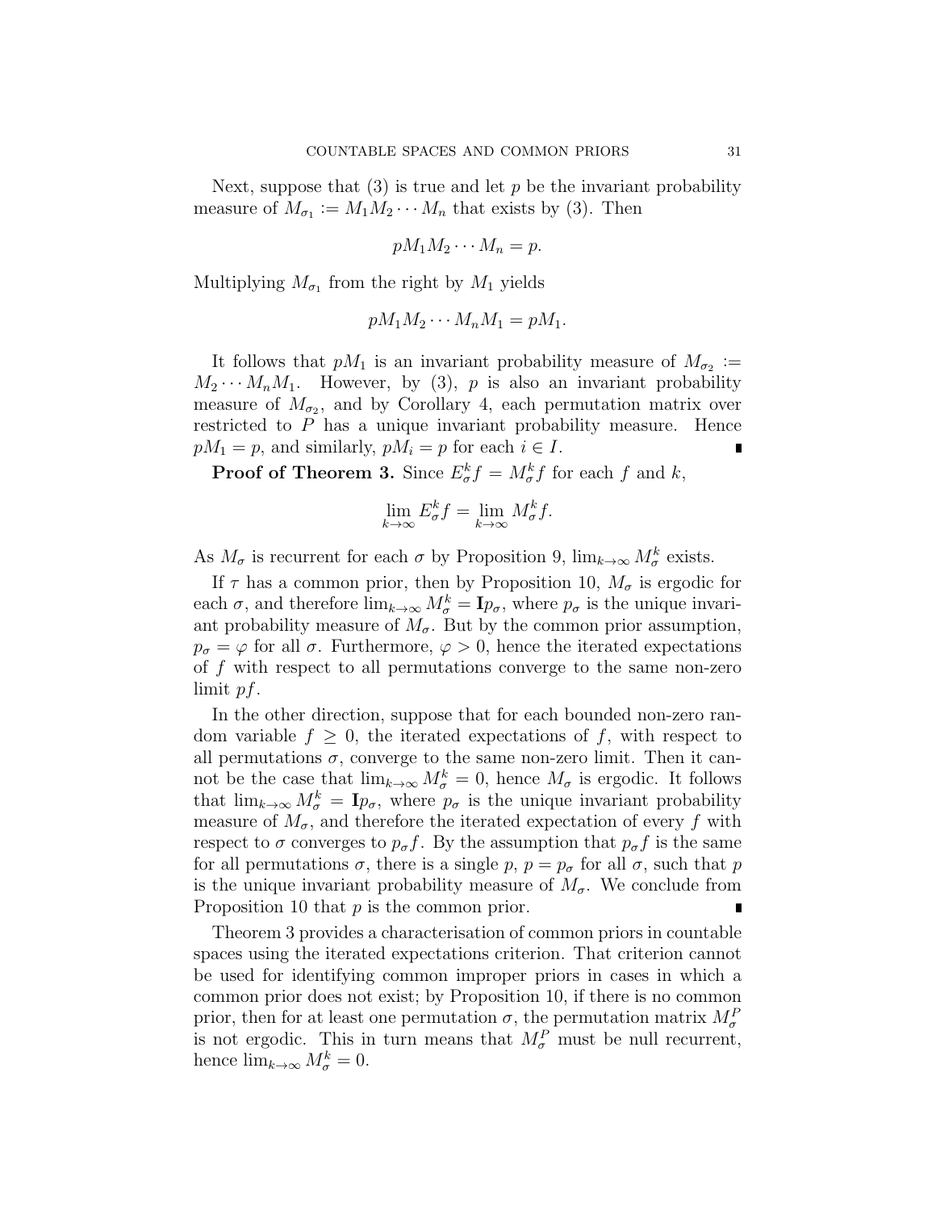Next, suppose that (3) is true and let $p$ be the invariant probability measure of $M_{\sigma_1} := M_1 M_2 \cdots M_n$ that exists by (3). Then

$$pM_1 M_2 \cdots M_n = p.$$

Multiplying $M_{\sigma_1}$ from the right by $M_1$ yields

$$pM_1 M_2 \cdots M_n M_1 = pM_1.$$

It follows that $pM_1$ is an invariant probability measure of $M_{\sigma_2} := M_2 \cdots M_n M_1$. However, by (3), $p$ is also an invariant probability measure of $M_{\sigma_2}$, and by Corollary 4, each permutation matrix over restricted to $P$ has a unique invariant probability measure. Hence $pM_1 = p$, and similarly, $pM_i = p$ for each $i \in I$. ∎

**Proof of Theorem 3.** Since $E^k_\sigma f = M^k_\sigma f$ for each $f$ and $k$,

$$\lim_{k\to\infty} E^k_\sigma f = \lim_{k\to\infty} M^k_\sigma f.$$

As $M_\sigma$ is recurrent for each $\sigma$ by Proposition 9, $\lim_{k\to\infty} M^k_\sigma$ exists.

If $\tau$ has a common prior, then by Proposition 10, $M_\sigma$ is ergodic for each $\sigma$, and therefore $\lim_{k\to\infty} M^k_\sigma = \mathbf{I}p_\sigma$, where $p_\sigma$ is the unique invariant probability measure of $M_\sigma$. But by the common prior assumption, $p_\sigma = \varphi$ for all $\sigma$. Furthermore, $\varphi > 0$, hence the iterated expectations of $f$ with respect to all permutations converge to the same non-zero limit $pf$.

In the other direction, suppose that for each bounded non-zero random variable $f \geq 0$, the iterated expectations of $f$, with respect to all permutations $\sigma$, converge to the same non-zero limit. Then it cannot be the case that $\lim_{k\to\infty} M^k_\sigma = 0$, hence $M_\sigma$ is ergodic. It follows that $\lim_{k\to\infty} M^k_\sigma = \mathbf{I}p_\sigma$, where $p_\sigma$ is the unique invariant probability measure of $M_\sigma$, and therefore the iterated expectation of every $f$ with respect to $\sigma$ converges to $p_\sigma f$. By the assumption that $p_\sigma f$ is the same for all permutations $\sigma$, there is a single $p$, $p = p_\sigma$ for all $\sigma$, such that $p$ is the unique invariant probability measure of $M_\sigma$. We conclude from Proposition 10 that $p$ is the common prior. ∎

Theorem 3 provides a characterisation of common priors in countable spaces using the iterated expectations criterion. That criterion cannot be used for identifying common improper priors in cases in which a common prior does not exist; by Proposition 10, if there is no common prior, then for at least one permutation $\sigma$, the permutation matrix $M^P_\sigma$ is not ergodic. This in turn means that $M^P_\sigma$ must be null recurrent, hence $\lim_{k\to\infty} M^k_\sigma = 0$.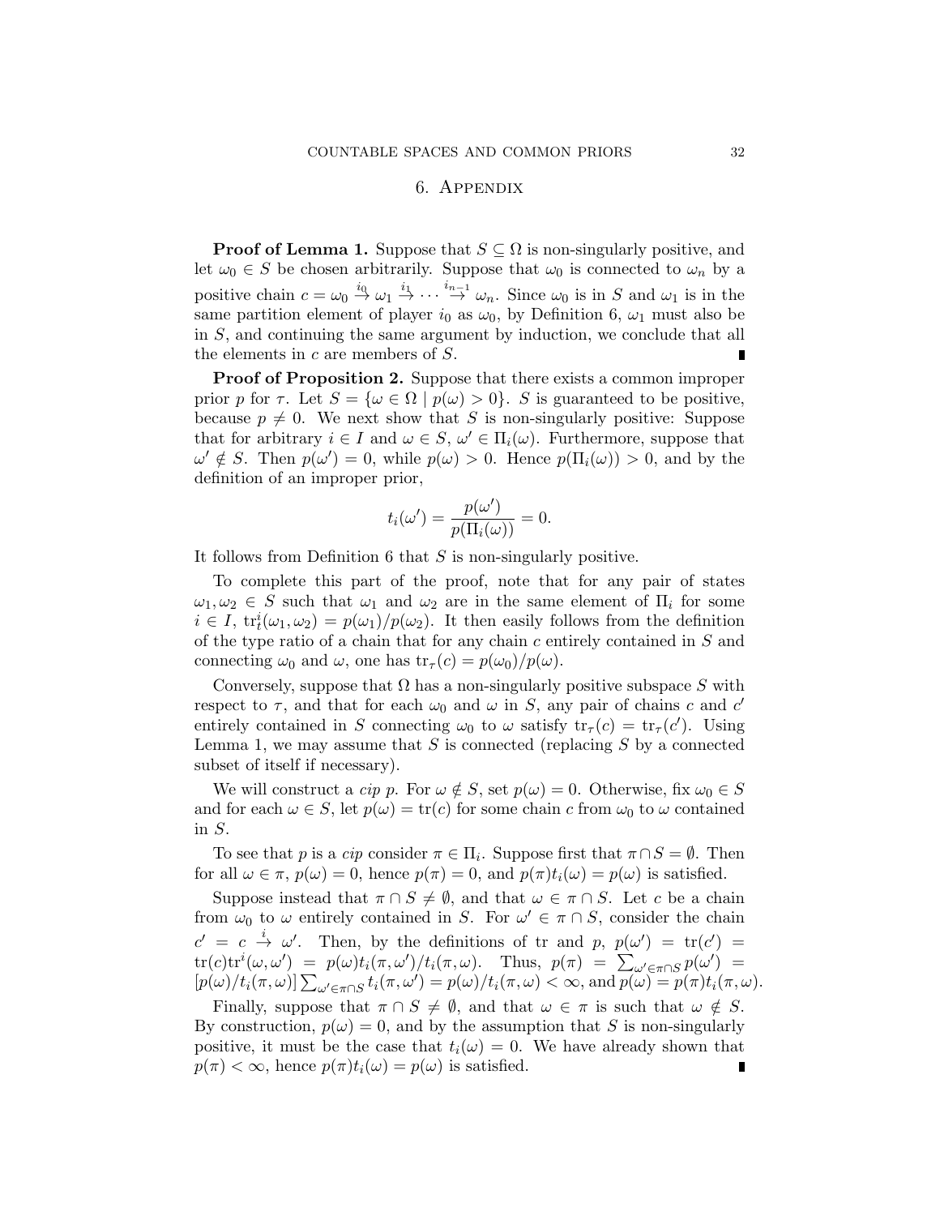## 6. Appendix

**Proof of Lemma 1.** Suppose that $S \subseteq \Omega$ is non-singularly positive, and let $\omega_0 \in S$ be chosen arbitrarily. Suppose that $\omega_0$ is connected to $\omega_n$ by a positive chain $c = \omega_0 \overset{i_0}{\to} \omega_1 \overset{i_1}{\to} \cdots \overset{i_{n-1}}{\to} \omega_n$. Since $\omega_0$ is in $S$ and $\omega_1$ is in the same partition element of player $i_0$ as $\omega_0$, by Definition 6, $\omega_1$ must also be in $S$, and continuing the same argument by induction, we conclude that all the elements in $c$ are members of $S$. ∎

**Proof of Proposition 2.** Suppose that there exists a common improper prior $p$ for $\tau$. Let $S = \{\omega \in \Omega \mid p(\omega) > 0\}$. $S$ is guaranteed to be positive, because $p \neq 0$. We next show that $S$ is non-singularly positive: Suppose that for arbitrary $i \in I$ and $\omega \in S$, $\omega' \in \Pi_i(\omega)$. Furthermore, suppose that $\omega' \notin S$. Then $p(\omega') = 0$, while $p(\omega) > 0$. Hence $p(\Pi_i(\omega)) > 0$, and by the definition of an improper prior,

$$t_i(\omega') = \frac{p(\omega')}{p(\Pi_i(\omega))} = 0.$$

It follows from Definition 6 that $S$ is non-singularly positive.

To complete this part of the proof, note that for any pair of states $\omega_1, \omega_2 \in S$ such that $\omega_1$ and $\omega_2$ are in the same element of $\Pi_i$ for some $i \in I$, $\text{tr}^i_t(\omega_1, \omega_2) = p(\omega_1)/p(\omega_2)$. It then easily follows from the definition of the type ratio of a chain that for any chain $c$ entirely contained in $S$ and connecting $\omega_0$ and $\omega$, one has $\text{tr}_\tau(c) = p(\omega_0)/p(\omega)$.

Conversely, suppose that $\Omega$ has a non-singularly positive subspace $S$ with respect to $\tau$, and that for each $\omega_0$ and $\omega$ in $S$, any pair of chains $c$ and $c'$ entirely contained in $S$ connecting $\omega_0$ to $\omega$ satisfy $\text{tr}_\tau(c) = \text{tr}_\tau(c')$. Using Lemma 1, we may assume that $S$ is connected (replacing $S$ by a connected subset of itself if necessary).

We will construct a *cip* $p$. For $\omega \notin S$, set $p(\omega) = 0$. Otherwise, fix $\omega_0 \in S$ and for each $\omega \in S$, let $p(\omega) = \text{tr}(c)$ for some chain $c$ from $\omega_0$ to $\omega$ contained in $S$.

To see that $p$ is a *cip* consider $\pi \in \Pi_i$. Suppose first that $\pi \cap S = \emptyset$. Then for all $\omega \in \pi$, $p(\omega) = 0$, hence $p(\pi) = 0$, and $p(\pi)t_i(\omega) = p(\omega)$ is satisfied.

Suppose instead that $\pi \cap S \neq \emptyset$, and that $\omega \in \pi \cap S$. Let $c$ be a chain from $\omega_0$ to $\omega$ entirely contained in $S$. For $\omega' \in \pi \cap S$, consider the chain $c' = c \overset{i}{\to} \omega'$. Then, by the definitions of tr and $p$, $p(\omega') = \text{tr}(c') = \text{tr}(c)\text{tr}^i(\omega, \omega') = p(\omega)t_i(\pi, \omega')/t_i(\pi, \omega)$. Thus, $p(\pi) = \sum_{\omega' \in \pi \cap S} p(\omega') = [p(\omega)/t_i(\pi, \omega)] \sum_{\omega' \in \pi \cap S} t_i(\pi, \omega') = p(\omega)/t_i(\pi, \omega) < \infty$, and $p(\omega) = p(\pi)t_i(\pi, \omega)$.

Finally, suppose that $\pi \cap S \neq \emptyset$, and that $\omega \in \pi$ is such that $\omega \notin S$. By construction, $p(\omega) = 0$, and by the assumption that $S$ is non-singularly positive, it must be the case that $t_i(\omega) = 0$. We have already shown that $p(\pi) < \infty$, hence $p(\pi)t_i(\omega) = p(\omega)$ is satisfied. ∎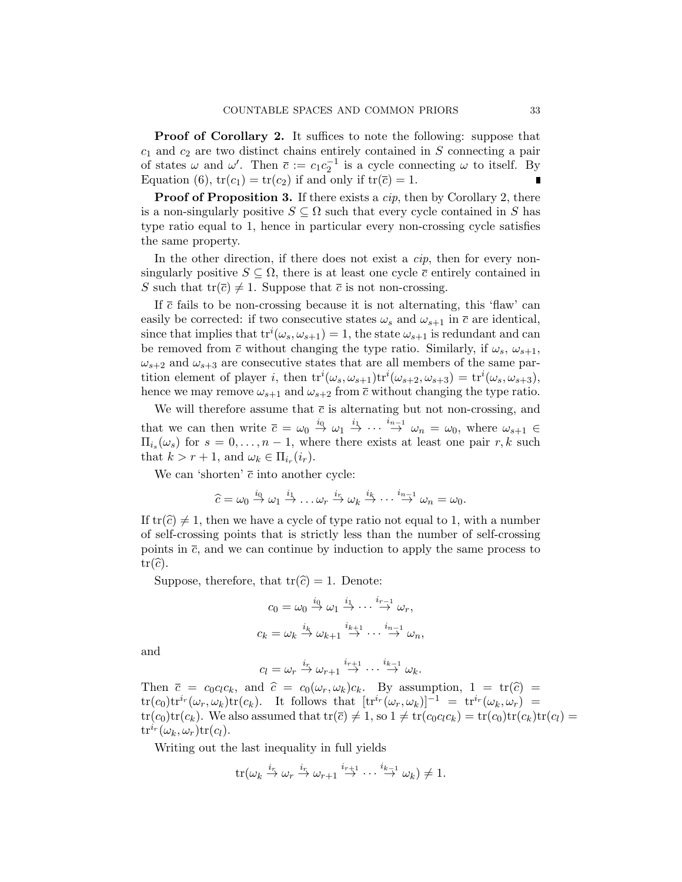**Proof of Corollary 2.** It suffices to note the following: suppose that $c_1$ and $c_2$ are two distinct chains entirely contained in $S$ connecting a pair of states $\omega$ and $\omega'$. Then $\bar{c} := c_1 c_2^{-1}$ is a cycle connecting $\omega$ to itself. By Equation (6), $\text{tr}(c_1) = \text{tr}(c_2)$ if and only if $\text{tr}(\bar{c}) = 1$. ∎

**Proof of Proposition 3.** If there exists a *cip*, then by Corollary 2, there is a non-singularly positive $S \subseteq \Omega$ such that every cycle contained in $S$ has type ratio equal to 1, hence in particular every non-crossing cycle satisfies the same property.

In the other direction, if there does not exist a *cip*, then for every non-singularly positive $S \subseteq \Omega$, there is at least one cycle $\bar{c}$ entirely contained in $S$ such that $\text{tr}(\bar{c}) \neq 1$. Suppose that $\bar{c}$ is not non-crossing.

If $\bar{c}$ fails to be non-crossing because it is not alternating, this 'flaw' can easily be corrected: if two consecutive states $\omega_s$ and $\omega_{s+1}$ in $\bar{c}$ are identical, since that implies that $\text{tr}^i(\omega_s, \omega_{s+1}) = 1$, the state $\omega_{s+1}$ is redundant and can be removed from $\bar{c}$ without changing the type ratio. Similarly, if $\omega_s$, $\omega_{s+1}$, $\omega_{s+2}$ and $\omega_{s+3}$ are consecutive states that are all members of the same partition element of player $i$, then $\text{tr}^i(\omega_s, \omega_{s+1})\text{tr}^i(\omega_{s+2}, \omega_{s+3}) = \text{tr}^i(\omega_s, \omega_{s+3})$, hence we may remove $\omega_{s+1}$ and $\omega_{s+2}$ from $\bar{c}$ without changing the type ratio.

We will therefore assume that $\bar{c}$ is alternating but not non-crossing, and that we can then write $\bar{c} = \omega_0 \overset{i_0}{\to} \omega_1 \overset{i_1}{\to} \cdots \overset{i_{n-1}}{\to} \omega_n = \omega_0$, where $\omega_{s+1} \in \Pi_{i_s}(\omega_s)$ for $s = 0, \ldots, n-1$, where there exists at least one pair $r, k$ such that $k > r + 1$, and $\omega_k \in \Pi_{i_r}(i_r)$.

We can 'shorten' $\bar{c}$ into another cycle:

$$\widehat{c} = \omega_0 \overset{i_0}{\to} \omega_1 \overset{i_1}{\to} \ldots \omega_r \overset{i_r}{\to} \omega_k \overset{i_k}{\to} \cdots \overset{i_{n-1}}{\to} \omega_n = \omega_0.$$

If $\text{tr}(\widehat{c}) \neq 1$, then we have a cycle of type ratio not equal to 1, with a number of self-crossing points that is strictly less than the number of self-crossing points in $\bar{c}$, and we can continue by induction to apply the same process to $\text{tr}(\widehat{c})$.

Suppose, therefore, that $\text{tr}(\widehat{c}) = 1$. Denote:

$$c_0 = \omega_0 \overset{i_0}{\to} \omega_1 \overset{i_1}{\to} \cdots \overset{i_{r-1}}{\to} \omega_r,$$

$$c_k = \omega_k \overset{i_k}{\to} \omega_{k+1} \overset{i_{k+1}}{\to} \cdots \overset{i_{n-1}}{\to} \omega_n,$$

and

$$c_l = \omega_r \overset{i_r}{\to} \omega_{r+1} \overset{i_{r+1}}{\to} \cdots \overset{i_{k-1}}{\to} \omega_k.$$

Then $\bar{c} = c_0 c_l c_k$, and $\widehat{c} = c_0(\omega_r, \omega_k)c_k$. By assumption, $1 = \text{tr}(\widehat{c}) = \text{tr}(c_0)\text{tr}^{i_r}(\omega_r, \omega_k)\text{tr}(c_k)$. It follows that $[\text{tr}^{i_r}(\omega_r, \omega_k)]^{-1} = \text{tr}^{i_r}(\omega_k, \omega_r) = \text{tr}(c_0)\text{tr}(c_k)$. We also assumed that $\text{tr}(\bar{c}) \neq 1$, so $1 \neq \text{tr}(c_0 c_l c_k) = \text{tr}(c_0)\text{tr}(c_k)\text{tr}(c_l) = \text{tr}^{i_r}(\omega_k, \omega_r)\text{tr}(c_l)$.

Writing out the last inequality in full yields

$$\text{tr}(\omega_k \overset{i_r}{\to} \omega_r \overset{i_r}{\to} \omega_{r+1} \overset{i_{r+1}}{\to} \cdots \overset{i_{k-1}}{\to} \omega_k) \neq 1.$$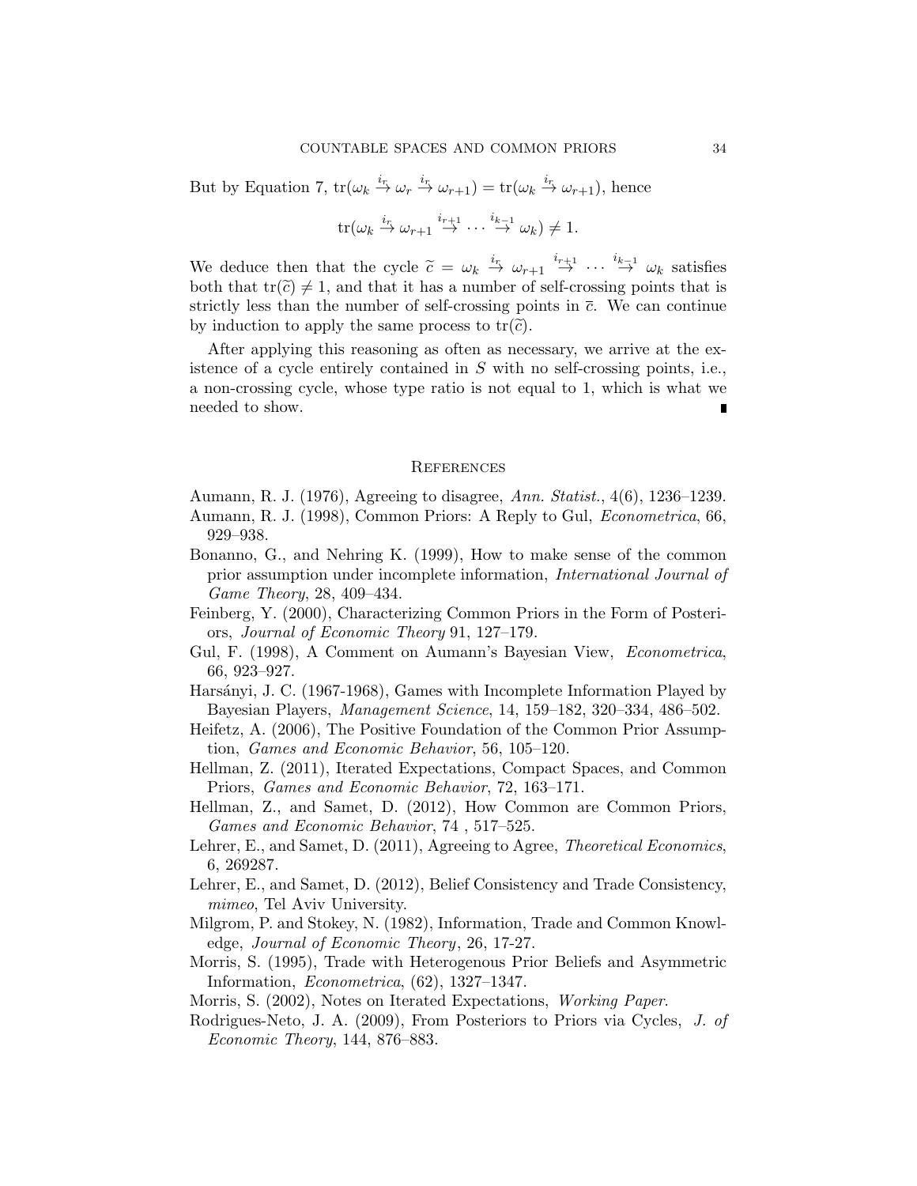But by Equation 7, $\mathrm{tr}(\omega_k \xrightarrow{i_r} \omega_r \xrightarrow{i_r} \omega_{r+1}) = \mathrm{tr}(\omega_k \xrightarrow{i_r} \omega_{r+1})$, hence

$$\mathrm{tr}(\omega_k \xrightarrow{i_r} \omega_{r+1} \xrightarrow{i_{r+1}} \cdots \xrightarrow{i_{k-1}} \omega_k) \neq 1.$$

We deduce then that the cycle $\widetilde{c} = \omega_k \xrightarrow{i_r} \omega_{r+1} \xrightarrow{i_{r+1}} \cdots \xrightarrow{i_{k-1}} \omega_k$ satisfies both that $\mathrm{tr}(\widetilde{c}) \neq 1$, and that it has a number of self-crossing points that is strictly less than the number of self-crossing points in $\overline{c}$. We can continue by induction to apply the same process to $\mathrm{tr}(\widetilde{c})$.

After applying this reasoning as often as necessary, we arrive at the existence of a cycle entirely contained in $S$ with no self-crossing points, i.e., a non-crossing cycle, whose type ratio is not equal to 1, which is what we needed to show. ∎

## References

Aumann, R. J. (1976), Agreeing to disagree, *Ann. Statist.*, 4(6), 1236–1239.

Aumann, R. J. (1998), Common Priors: A Reply to Gul, *Econometrica*, 66, 929–938.

Bonanno, G., and Nehring K. (1999), How to make sense of the common prior assumption under incomplete information, *International Journal of Game Theory*, 28, 409–434.

Feinberg, Y. (2000), Characterizing Common Priors in the Form of Posteriors, *Journal of Economic Theory* 91, 127–179.

Gul, F. (1998), A Comment on Aumann's Bayesian View, *Econometrica*, 66, 923–927.

Harsányi, J. C. (1967-1968), Games with Incomplete Information Played by Bayesian Players, *Management Science*, 14, 159–182, 320–334, 486–502.

Heifetz, A. (2006), The Positive Foundation of the Common Prior Assumption, *Games and Economic Behavior*, 56, 105–120.

Hellman, Z. (2011), Iterated Expectations, Compact Spaces, and Common Priors, *Games and Economic Behavior*, 72, 163–171.

Hellman, Z., and Samet, D. (2012), How Common are Common Priors, *Games and Economic Behavior*, 74 , 517–525.

Lehrer, E., and Samet, D. (2011), Agreeing to Agree, *Theoretical Economics*, 6, 269287.

Lehrer, E., and Samet, D. (2012), Belief Consistency and Trade Consistency, *mimeo*, Tel Aviv University.

Milgrom, P. and Stokey, N. (1982), Information, Trade and Common Knowledge, *Journal of Economic Theory*, 26, 17-27.

Morris, S. (1995), Trade with Heterogenous Prior Beliefs and Asymmetric Information, *Econometrica*, (62), 1327–1347.

Morris, S. (2002), Notes on Iterated Expectations, *Working Paper*.

Rodrigues-Neto, J. A. (2009), From Posteriors to Priors via Cycles, *J. of Economic Theory*, 144, 876–883.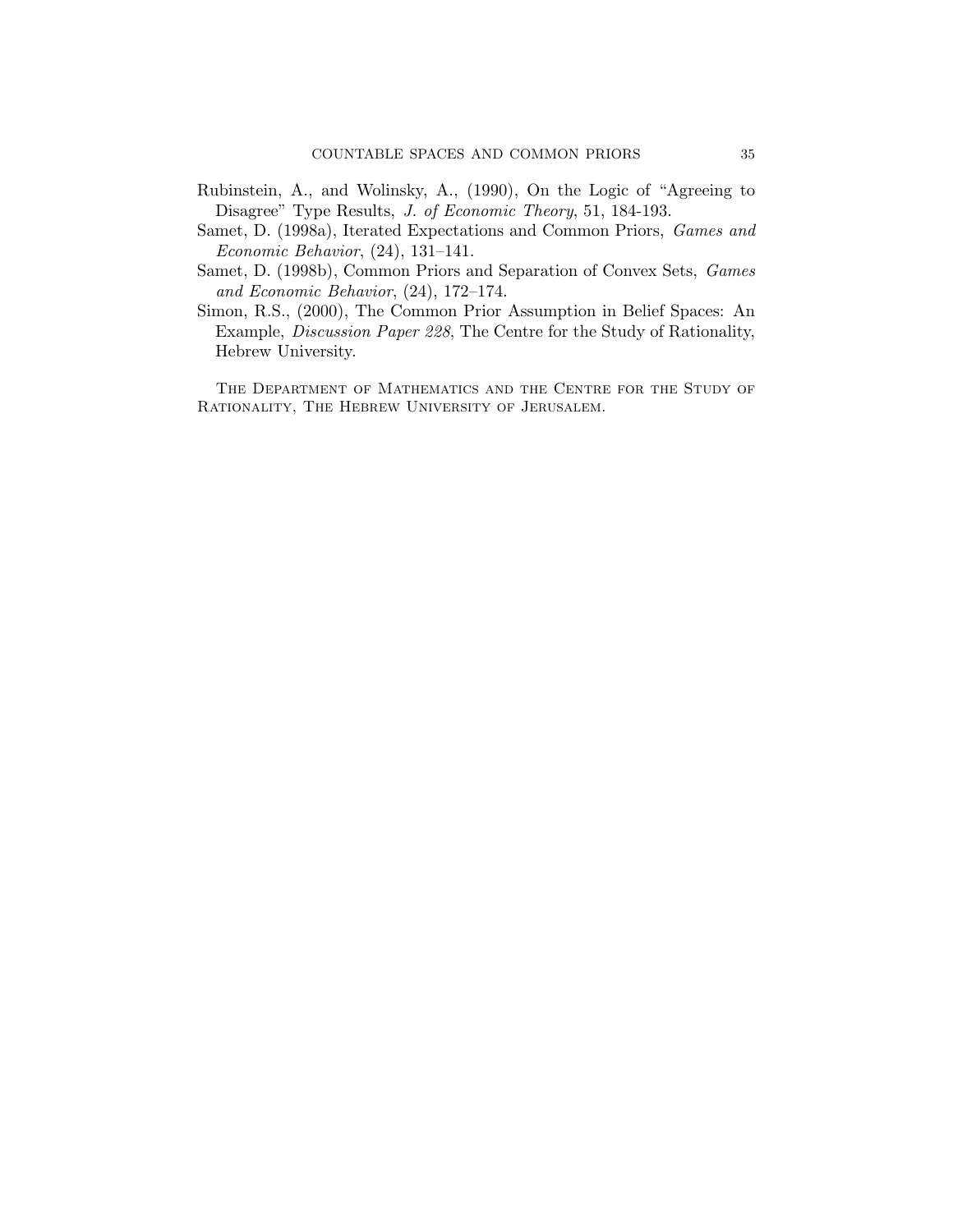Rubinstein, A., and Wolinsky, A., (1990), On the Logic of "Agreeing to Disagree" Type Results, *J. of Economic Theory*, 51, 184-193.

Samet, D. (1998a), Iterated Expectations and Common Priors, *Games and Economic Behavior*, (24), 131–141.

Samet, D. (1998b), Common Priors and Separation of Convex Sets, *Games and Economic Behavior*, (24), 172–174.

Simon, R.S., (2000), The Common Prior Assumption in Belief Spaces: An Example, *Discussion Paper 228*, The Centre for the Study of Rationality, Hebrew University.

The Department of Mathematics and the Centre for the Study of Rationality, The Hebrew University of Jerusalem.